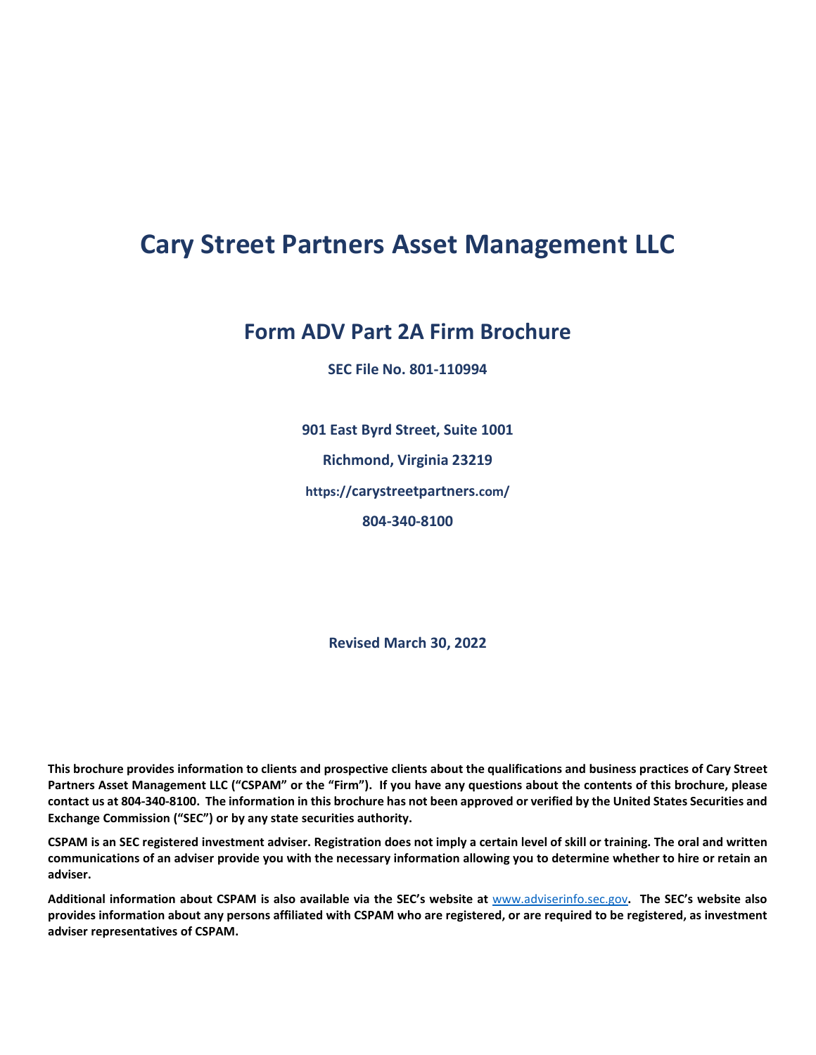# Cary Street Partners Asset Management LLC

## Form ADV Part 2A Firm Brochure

**SEC File No. 801-110994**

**901 East Byrd Street, Suite 1001**

**Richmond, Virginia 23219**

**https://carystreetpartners.com/**

**804-340-8100**

**Revised March 30, 2022**

**This brochure provides information to clients and prospective clients about the qualifications and business practices of Cary Street Partners Asset Management LLC ("CSPAM" or the "Firm"). If you have any questions about the contents of this brochure, please contact us at 804-340-8100. The information in this brochure has not been approved or verified by the United States Securities and Exchange Commission ("SEC") or by any state securities authority.**

**CSPAM is an SEC registered investment adviser. Registration does not imply a certain level of skill or training. The oral and written communications of an adviser provide you with the necessary information allowing you to determine whether to hire or retain an adviser.**

**Additional information about CSPAM is also available via the SEC's website at www.adviserinfo.sec.gov. The SEC's website also provides information about any persons affiliated with CSPAM who are registered, or are required to be registered, as investment adviser representatives of CSPAM.**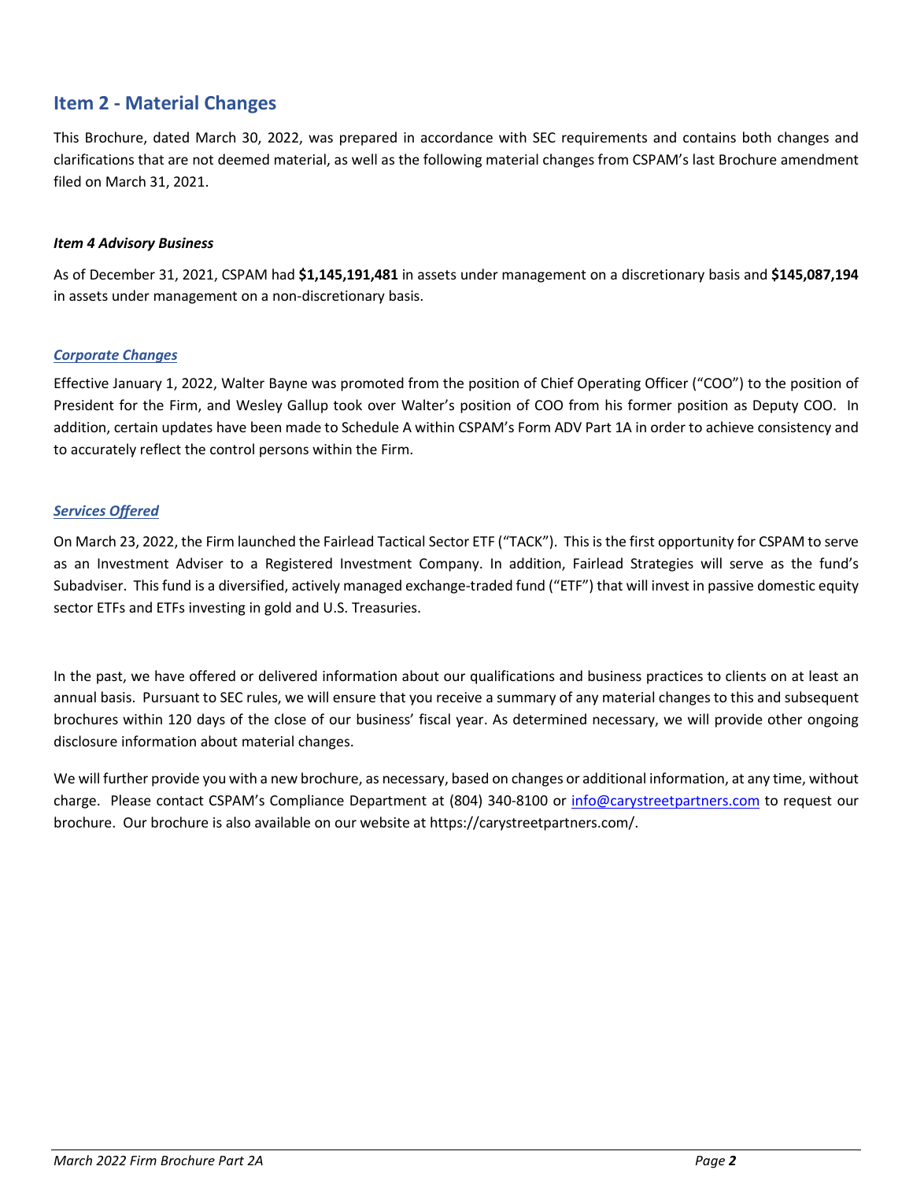## Item 2 - Material Changes

This Brochure, dated March 30, 2022, was prepared in accordance with SEC requirements and contains both changes and clarifications that are not deemed material, as well as the following material changes from CSPAM's last Brochure amendment filed on March 31, 2021.

### *Item 4 Advisory Business*

As of December 31, 2021, CSPAM had **$1,145,191,481** in assets under management on a discretionary basis and **$145,087,194** in assets under management on a non-discretionary basis.

### *Corporate Changes*

Effective January 1, 2022, Walter Bayne was promoted from the position of Chief Operating Officer ("COO") to the position of President for the Firm, and Wesley Gallup took over Walter's position of COO from his former position as Deputy COO. In addition, certain updates have been made to Schedule A within CSPAM's Form ADV Part 1A in order to achieve consistency and to accurately reflect the control persons within the Firm.

### *Services Offered*

On March 23, 2022, the Firm launched the Fairlead Tactical Sector ETF ("TACK"). This is the first opportunity for CSPAM to serve as an Investment Adviser to a Registered Investment Company. In addition, Fairlead Strategies will serve as the fund's Subadviser. This fund is a diversified, actively managed exchange-traded fund ("ETF") that will invest in passive domestic equity sector ETFs and ETFs investing in gold and U.S. Treasuries.

In the past, we have offered or delivered information about our qualifications and business practices to clients on at least an annual basis. Pursuant to SEC rules, we will ensure that you receive a summary of any material changes to this and subsequent brochures within 120 days of the close of our business' fiscal year. As determined necessary, we will provide other ongoing disclosure information about material changes.

We will further provide you with a new brochure, as necessary, based on changes or additional information, at any time, without charge. Please contact CSPAM's Compliance Department at (804) 340-8100 or info@carystreetpartners.com to request our brochure. Our brochure is also available on our website at https://carystreetpartners.com/.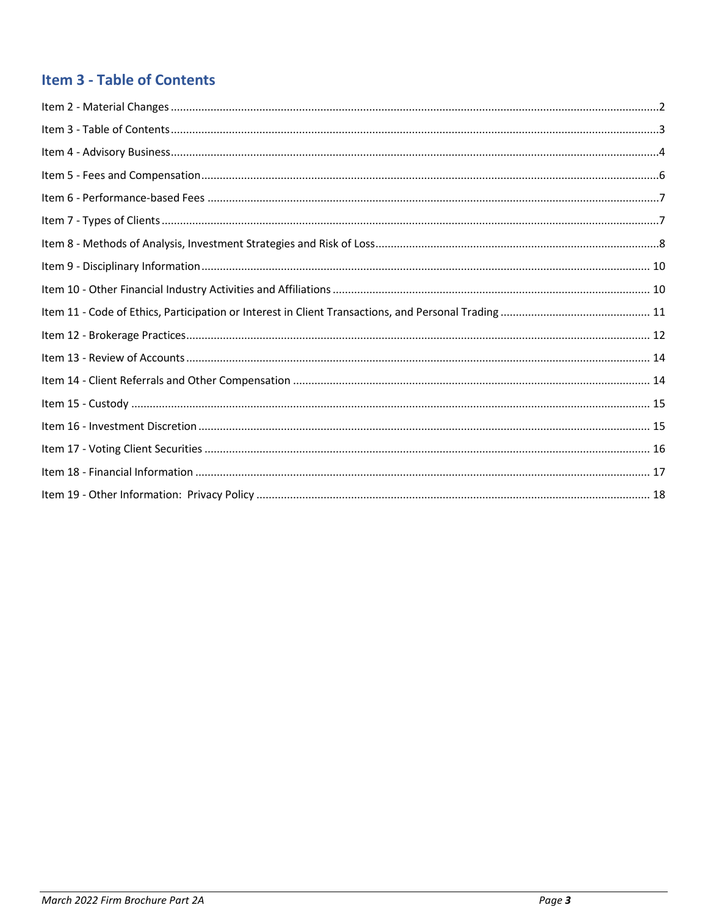## Item 3 - Table of Contents

Item 2 - Material Changes ........................................ 2

Item 3 - Table of Contents ........................................ 3

Item 4 - Advisory Business ........................................ 4

Item 5 - Fees and Compensation ........................................ 6

Item 6 - Performance-based Fees ........................................ 7

Item 7 - Types of Clients ........................................ 7

Item 8 - Methods of Analysis, Investment Strategies and Risk of Loss ........................................ 8

Item 9 - Disciplinary Information ........................................ 10

Item 10 - Other Financial Industry Activities and Affiliations ........................................ 10

Item 11 - Code of Ethics, Participation or Interest in Client Transactions, and Personal Trading ........................................ 11

Item 12 - Brokerage Practices ........................................ 12

Item 13 - Review of Accounts ........................................ 14

Item 14 - Client Referrals and Other Compensation ........................................ 14

Item 15 - Custody ........................................ 15

Item 16 - Investment Discretion ........................................ 15

Item 17 - Voting Client Securities ........................................ 16

Item 18 - Financial Information ........................................ 17

Item 19 - Other Information: Privacy Policy ........................................ 18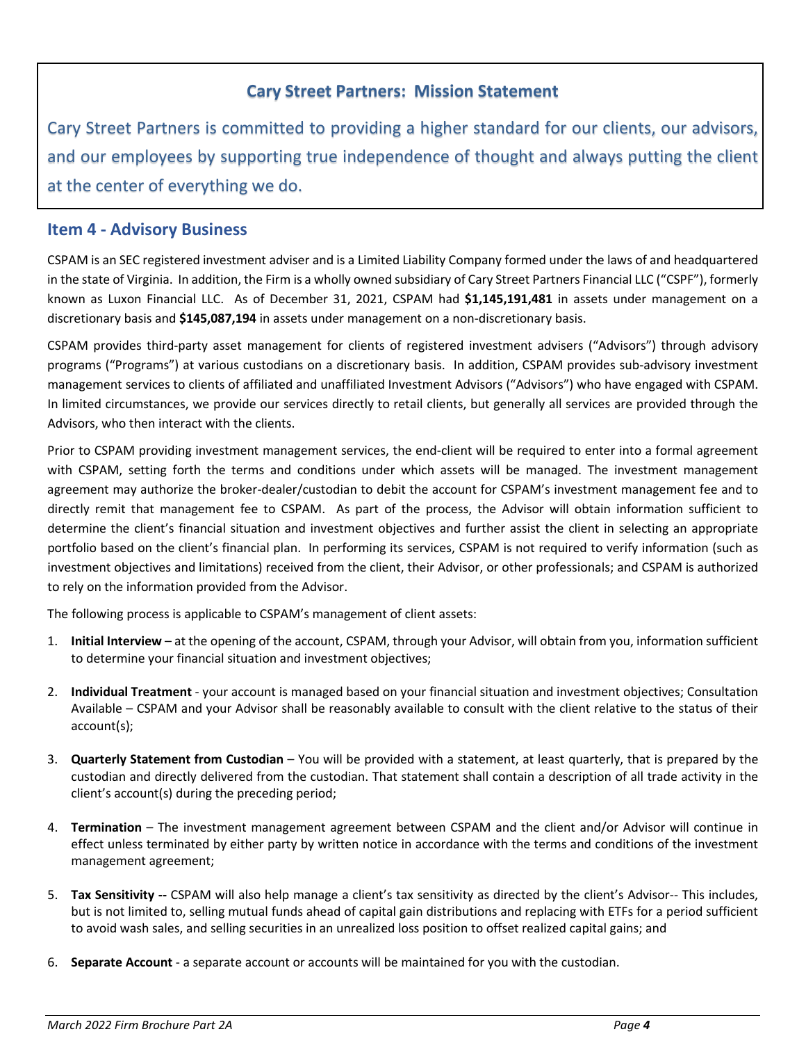## Cary Street Partners: Mission Statement

Cary Street Partners is committed to providing a higher standard for our clients, our advisors, and our employees by supporting true independence of thought and always putting the client at the center of everything we do.

## Item 4 - Advisory Business

CSPAM is an SEC registered investment adviser and is a Limited Liability Company formed under the laws of and headquartered in the state of Virginia. In addition, the Firm is a wholly owned subsidiary of Cary Street Partners Financial LLC ("CSPF"), formerly known as Luxon Financial LLC. As of December 31, 2021, CSPAM had **$1,145,191,481** in assets under management on a discretionary basis and **$145,087,194** in assets under management on a non-discretionary basis.

CSPAM provides third-party asset management for clients of registered investment advisers ("Advisors") through advisory programs ("Programs") at various custodians on a discretionary basis. In addition, CSPAM provides sub-advisory investment management services to clients of affiliated and unaffiliated Investment Advisors ("Advisors") who have engaged with CSPAM. In limited circumstances, we provide our services directly to retail clients, but generally all services are provided through the Advisors, who then interact with the clients.

Prior to CSPAM providing investment management services, the end-client will be required to enter into a formal agreement with CSPAM, setting forth the terms and conditions under which assets will be managed. The investment management agreement may authorize the broker-dealer/custodian to debit the account for CSPAM's investment management fee and to directly remit that management fee to CSPAM. As part of the process, the Advisor will obtain information sufficient to determine the client's financial situation and investment objectives and further assist the client in selecting an appropriate portfolio based on the client's financial plan. In performing its services, CSPAM is not required to verify information (such as investment objectives and limitations) received from the client, their Advisor, or other professionals; and CSPAM is authorized to rely on the information provided from the Advisor.

The following process is applicable to CSPAM's management of client assets:

1. **Initial Interview** – at the opening of the account, CSPAM, through your Advisor, will obtain from you, information sufficient to determine your financial situation and investment objectives;

2. **Individual Treatment** - your account is managed based on your financial situation and investment objectives; Consultation Available – CSPAM and your Advisor shall be reasonably available to consult with the client relative to the status of their account(s);

3. **Quarterly Statement from Custodian** – You will be provided with a statement, at least quarterly, that is prepared by the custodian and directly delivered from the custodian. That statement shall contain a description of all trade activity in the client's account(s) during the preceding period;

4. **Termination** – The investment management agreement between CSPAM and the client and/or Advisor will continue in effect unless terminated by either party by written notice in accordance with the terms and conditions of the investment management agreement;

5. **Tax Sensitivity --** CSPAM will also help manage a client's tax sensitivity as directed by the client's Advisor-- This includes, but is not limited to, selling mutual funds ahead of capital gain distributions and replacing with ETFs for a period sufficient to avoid wash sales, and selling securities in an unrealized loss position to offset realized capital gains; and

6. **Separate Account** - a separate account or accounts will be maintained for you with the custodian.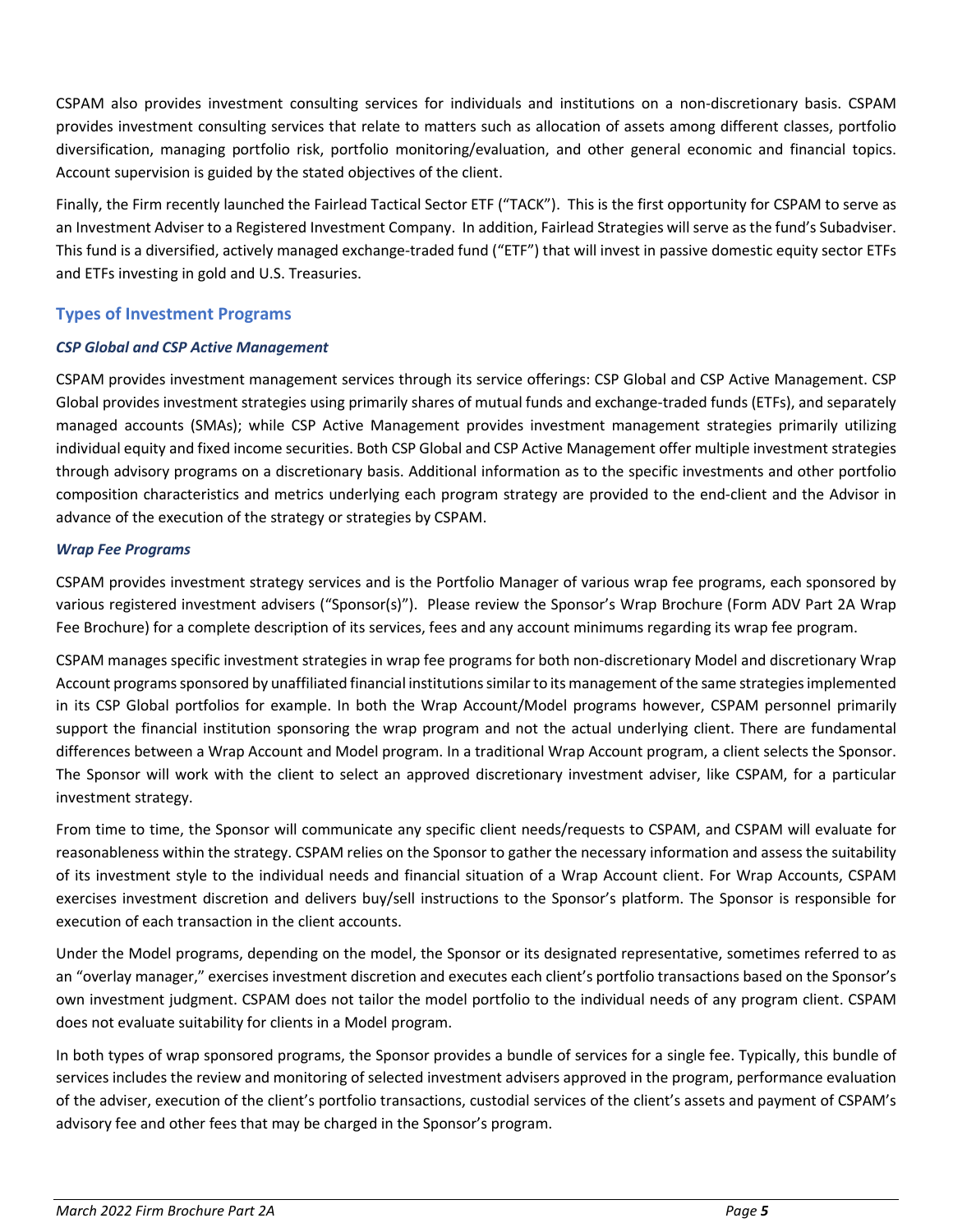CSPAM also provides investment consulting services for individuals and institutions on a non-discretionary basis. CSPAM provides investment consulting services that relate to matters such as allocation of assets among different classes, portfolio diversification, managing portfolio risk, portfolio monitoring/evaluation, and other general economic and financial topics. Account supervision is guided by the stated objectives of the client.

Finally, the Firm recently launched the Fairlead Tactical Sector ETF ("TACK"). This is the first opportunity for CSPAM to serve as an Investment Adviser to a Registered Investment Company. In addition, Fairlead Strategies will serve as the fund's Subadviser. This fund is a diversified, actively managed exchange-traded fund ("ETF") that will invest in passive domestic equity sector ETFs and ETFs investing in gold and U.S. Treasuries.

## Types of Investment Programs

### *CSP Global and CSP Active Management*

CSPAM provides investment management services through its service offerings: CSP Global and CSP Active Management. CSP Global provides investment strategies using primarily shares of mutual funds and exchange-traded funds (ETFs), and separately managed accounts (SMAs); while CSP Active Management provides investment management strategies primarily utilizing individual equity and fixed income securities. Both CSP Global and CSP Active Management offer multiple investment strategies through advisory programs on a discretionary basis. Additional information as to the specific investments and other portfolio composition characteristics and metrics underlying each program strategy are provided to the end-client and the Advisor in advance of the execution of the strategy or strategies by CSPAM.

### *Wrap Fee Programs*

CSPAM provides investment strategy services and is the Portfolio Manager of various wrap fee programs, each sponsored by various registered investment advisers ("Sponsor(s)"). Please review the Sponsor's Wrap Brochure (Form ADV Part 2A Wrap Fee Brochure) for a complete description of its services, fees and any account minimums regarding its wrap fee program.

CSPAM manages specific investment strategies in wrap fee programs for both non-discretionary Model and discretionary Wrap Account programs sponsored by unaffiliated financial institutions similar to its management of the same strategies implemented in its CSP Global portfolios for example. In both the Wrap Account/Model programs however, CSPAM personnel primarily support the financial institution sponsoring the wrap program and not the actual underlying client. There are fundamental differences between a Wrap Account and Model program. In a traditional Wrap Account program, a client selects the Sponsor. The Sponsor will work with the client to select an approved discretionary investment adviser, like CSPAM, for a particular investment strategy.

From time to time, the Sponsor will communicate any specific client needs/requests to CSPAM, and CSPAM will evaluate for reasonableness within the strategy. CSPAM relies on the Sponsor to gather the necessary information and assess the suitability of its investment style to the individual needs and financial situation of a Wrap Account client. For Wrap Accounts, CSPAM exercises investment discretion and delivers buy/sell instructions to the Sponsor's platform. The Sponsor is responsible for execution of each transaction in the client accounts.

Under the Model programs, depending on the model, the Sponsor or its designated representative, sometimes referred to as an "overlay manager," exercises investment discretion and executes each client's portfolio transactions based on the Sponsor's own investment judgment. CSPAM does not tailor the model portfolio to the individual needs of any program client. CSPAM does not evaluate suitability for clients in a Model program.

In both types of wrap sponsored programs, the Sponsor provides a bundle of services for a single fee. Typically, this bundle of services includes the review and monitoring of selected investment advisers approved in the program, performance evaluation of the adviser, execution of the client's portfolio transactions, custodial services of the client's assets and payment of CSPAM's advisory fee and other fees that may be charged in the Sponsor's program.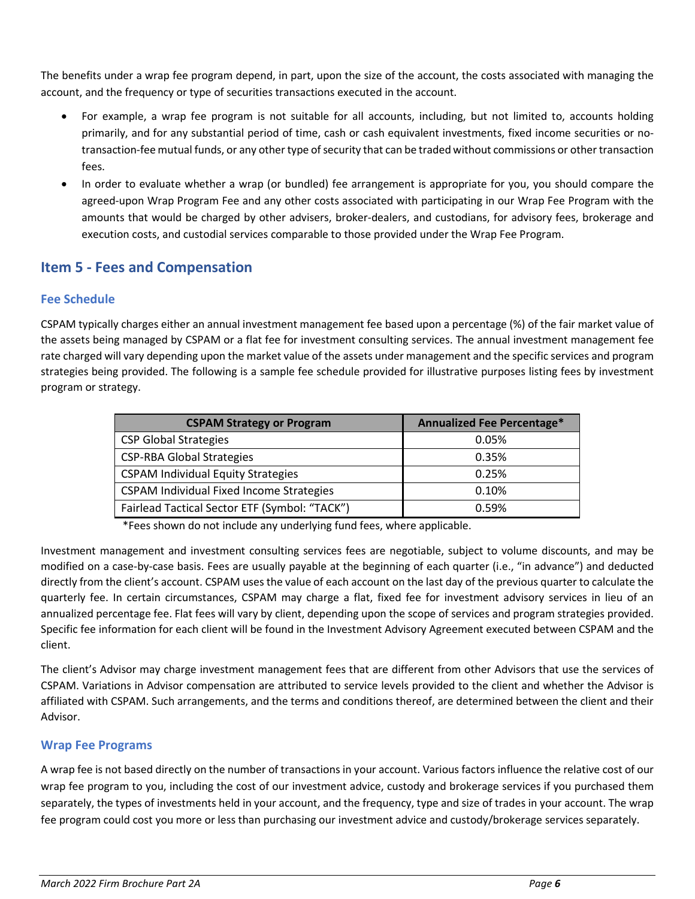The benefits under a wrap fee program depend, in part, upon the size of the account, the costs associated with managing the account, and the frequency or type of securities transactions executed in the account.

- For example, a wrap fee program is not suitable for all accounts, including, but not limited to, accounts holding primarily, and for any substantial period of time, cash or cash equivalent investments, fixed income securities or no-transaction-fee mutual funds, or any other type of security that can be traded without commissions or other transaction fees.
- In order to evaluate whether a wrap (or bundled) fee arrangement is appropriate for you, you should compare the agreed-upon Wrap Program Fee and any other costs associated with participating in our Wrap Fee Program with the amounts that would be charged by other advisers, broker-dealers, and custodians, for advisory fees, brokerage and execution costs, and custodial services comparable to those provided under the Wrap Fee Program.

## Item 5 - Fees and Compensation

### Fee Schedule

CSPAM typically charges either an annual investment management fee based upon a percentage (%) of the fair market value of the assets being managed by CSPAM or a flat fee for investment consulting services. The annual investment management fee rate charged will vary depending upon the market value of the assets under management and the specific services and program strategies being provided. The following is a sample fee schedule provided for illustrative purposes listing fees by investment program or strategy.

| CSPAM Strategy or Program | Annualized Fee Percentage* |
|---|---|
| CSP Global Strategies | 0.05% |
| CSP-RBA Global Strategies | 0.35% |
| CSPAM Individual Equity Strategies | 0.25% |
| CSPAM Individual Fixed Income Strategies | 0.10% |
| Fairlead Tactical Sector ETF (Symbol: "TACK") | 0.59% |

*Fees shown do not include any underlying fund fees, where applicable.

Investment management and investment consulting services fees are negotiable, subject to volume discounts, and may be modified on a case-by-case basis. Fees are usually payable at the beginning of each quarter (i.e., "in advance") and deducted directly from the client's account. CSPAM uses the value of each account on the last day of the previous quarter to calculate the quarterly fee. In certain circumstances, CSPAM may charge a flat, fixed fee for investment advisory services in lieu of an annualized percentage fee. Flat fees will vary by client, depending upon the scope of services and program strategies provided. Specific fee information for each client will be found in the Investment Advisory Agreement executed between CSPAM and the client.

The client's Advisor may charge investment management fees that are different from other Advisors that use the services of CSPAM. Variations in Advisor compensation are attributed to service levels provided to the client and whether the Advisor is affiliated with CSPAM. Such arrangements, and the terms and conditions thereof, are determined between the client and their Advisor.

### Wrap Fee Programs

A wrap fee is not based directly on the number of transactions in your account. Various factors influence the relative cost of our wrap fee program to you, including the cost of our investment advice, custody and brokerage services if you purchased them separately, the types of investments held in your account, and the frequency, type and size of trades in your account. The wrap fee program could cost you more or less than purchasing our investment advice and custody/brokerage services separately.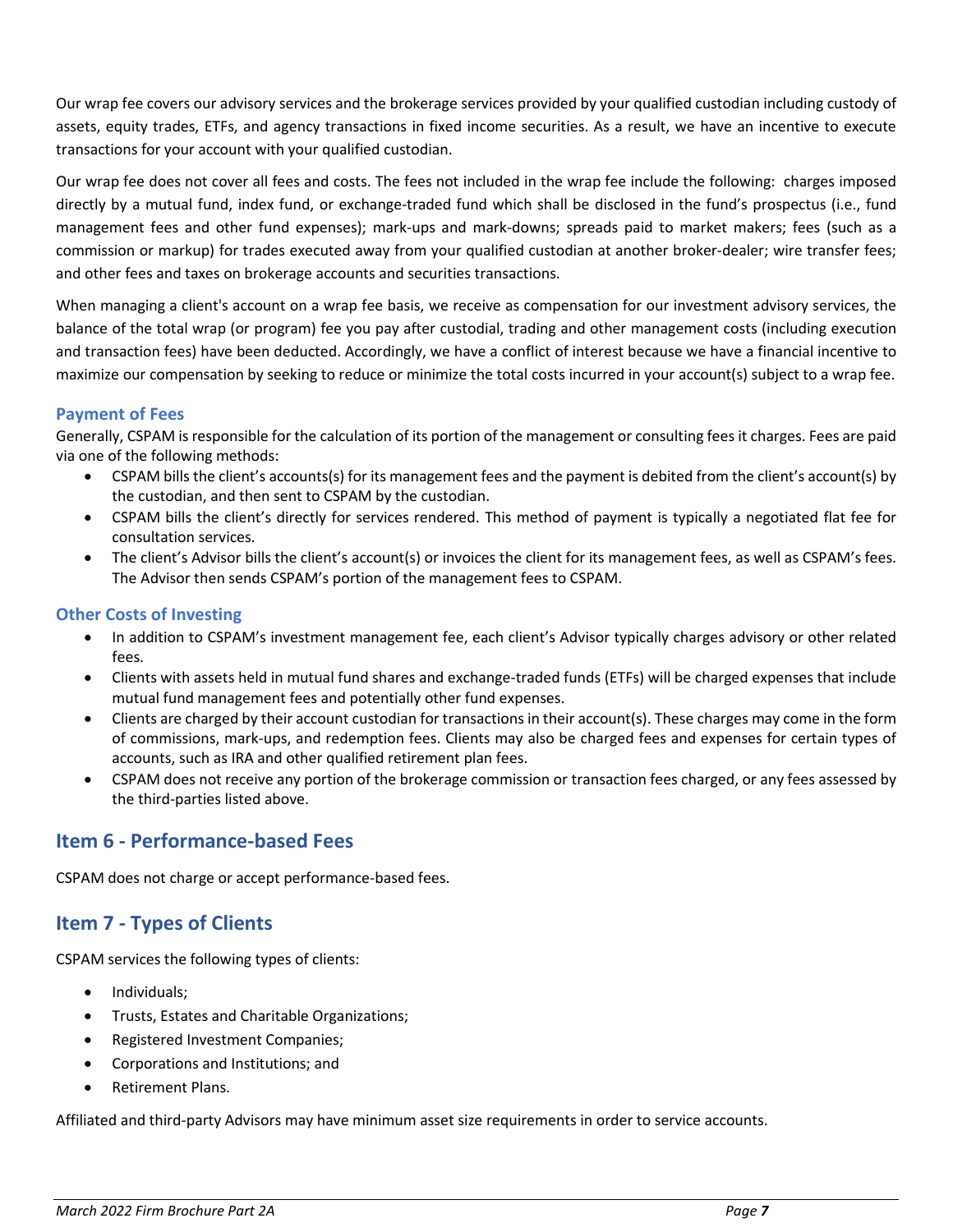Our wrap fee covers our advisory services and the brokerage services provided by your qualified custodian including custody of assets, equity trades, ETFs, and agency transactions in fixed income securities. As a result, we have an incentive to execute transactions for your account with your qualified custodian.

Our wrap fee does not cover all fees and costs. The fees not included in the wrap fee include the following: charges imposed directly by a mutual fund, index fund, or exchange-traded fund which shall be disclosed in the fund's prospectus (i.e., fund management fees and other fund expenses); mark-ups and mark-downs; spreads paid to market makers; fees (such as a commission or markup) for trades executed away from your qualified custodian at another broker-dealer; wire transfer fees; and other fees and taxes on brokerage accounts and securities transactions.

When managing a client's account on a wrap fee basis, we receive as compensation for our investment advisory services, the balance of the total wrap (or program) fee you pay after custodial, trading and other management costs (including execution and transaction fees) have been deducted. Accordingly, we have a conflict of interest because we have a financial incentive to maximize our compensation by seeking to reduce or minimize the total costs incurred in your account(s) subject to a wrap fee.

### Payment of Fees

Generally, CSPAM is responsible for the calculation of its portion of the management or consulting fees it charges. Fees are paid via one of the following methods:

- CSPAM bills the client's accounts(s) for its management fees and the payment is debited from the client's account(s) by the custodian, and then sent to CSPAM by the custodian.
- CSPAM bills the client's directly for services rendered. This method of payment is typically a negotiated flat fee for consultation services.
- The client's Advisor bills the client's account(s) or invoices the client for its management fees, as well as CSPAM's fees. The Advisor then sends CSPAM's portion of the management fees to CSPAM.

### Other Costs of Investing

- In addition to CSPAM's investment management fee, each client's Advisor typically charges advisory or other related fees.
- Clients with assets held in mutual fund shares and exchange-traded funds (ETFs) will be charged expenses that include mutual fund management fees and potentially other fund expenses.
- Clients are charged by their account custodian for transactions in their account(s). These charges may come in the form of commissions, mark-ups, and redemption fees. Clients may also be charged fees and expenses for certain types of accounts, such as IRA and other qualified retirement plan fees.
- CSPAM does not receive any portion of the brokerage commission or transaction fees charged, or any fees assessed by the third-parties listed above.

## Item 6 - Performance-based Fees

CSPAM does not charge or accept performance-based fees.

## Item 7 - Types of Clients

CSPAM services the following types of clients:

- Individuals;
- Trusts, Estates and Charitable Organizations;
- Registered Investment Companies;
- Corporations and Institutions; and
- Retirement Plans.

Affiliated and third-party Advisors may have minimum asset size requirements in order to service accounts.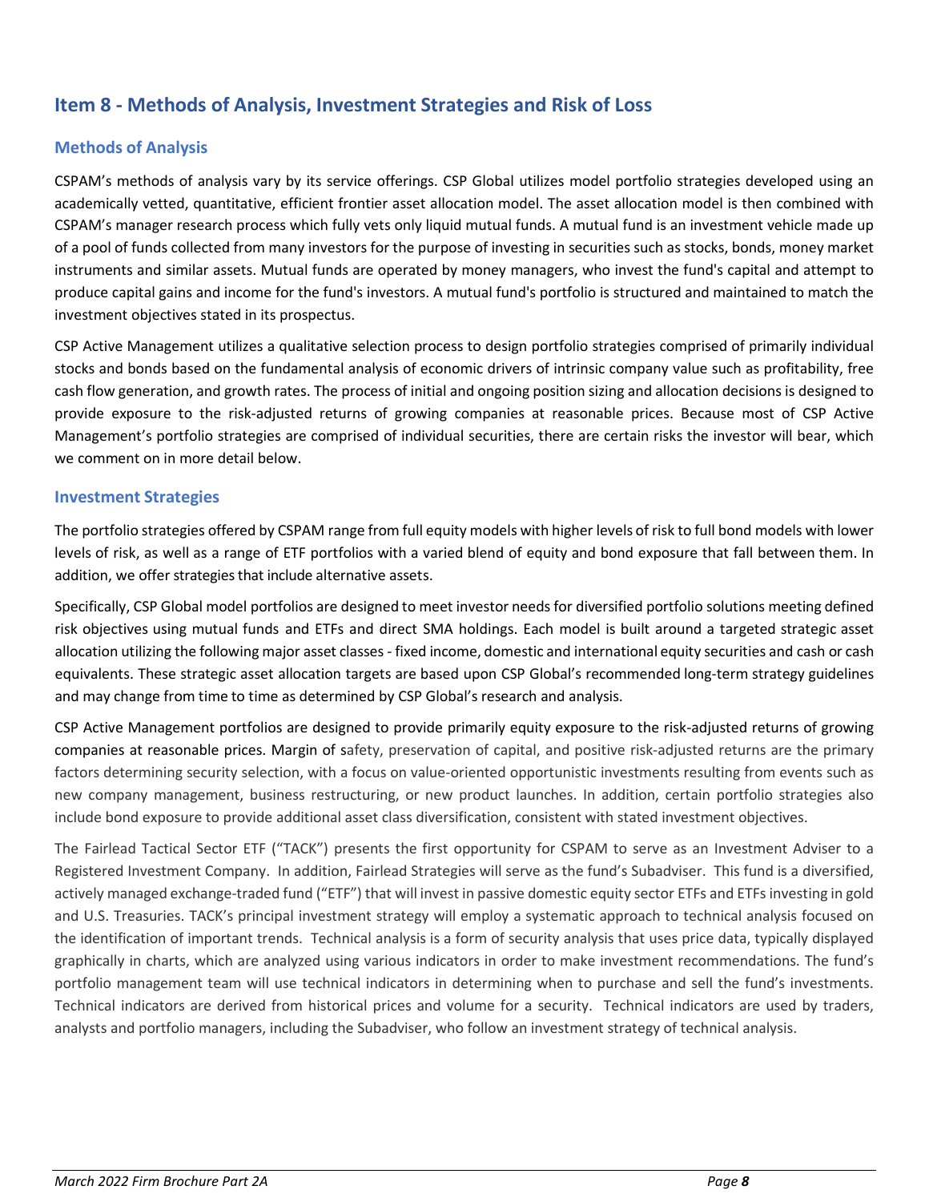## Item 8 - Methods of Analysis, Investment Strategies and Risk of Loss

### Methods of Analysis

CSPAM's methods of analysis vary by its service offerings. CSP Global utilizes model portfolio strategies developed using an academically vetted, quantitative, efficient frontier asset allocation model. The asset allocation model is then combined with CSPAM's manager research process which fully vets only liquid mutual funds. A mutual fund is an investment vehicle made up of a pool of funds collected from many investors for the purpose of investing in securities such as stocks, bonds, money market instruments and similar assets. Mutual funds are operated by money managers, who invest the fund's capital and attempt to produce capital gains and income for the fund's investors. A mutual fund's portfolio is structured and maintained to match the investment objectives stated in its prospectus.

CSP Active Management utilizes a qualitative selection process to design portfolio strategies comprised of primarily individual stocks and bonds based on the fundamental analysis of economic drivers of intrinsic company value such as profitability, free cash flow generation, and growth rates. The process of initial and ongoing position sizing and allocation decisions is designed to provide exposure to the risk-adjusted returns of growing companies at reasonable prices. Because most of CSP Active Management's portfolio strategies are comprised of individual securities, there are certain risks the investor will bear, which we comment on in more detail below.

### Investment Strategies

The portfolio strategies offered by CSPAM range from full equity models with higher levels of risk to full bond models with lower levels of risk, as well as a range of ETF portfolios with a varied blend of equity and bond exposure that fall between them. In addition, we offer strategies that include alternative assets.

Specifically, CSP Global model portfolios are designed to meet investor needs for diversified portfolio solutions meeting defined risk objectives using mutual funds and ETFs and direct SMA holdings. Each model is built around a targeted strategic asset allocation utilizing the following major asset classes - fixed income, domestic and international equity securities and cash or cash equivalents. These strategic asset allocation targets are based upon CSP Global's recommended long-term strategy guidelines and may change from time to time as determined by CSP Global's research and analysis.

CSP Active Management portfolios are designed to provide primarily equity exposure to the risk-adjusted returns of growing companies at reasonable prices. Margin of safety, preservation of capital, and positive risk-adjusted returns are the primary factors determining security selection, with a focus on value-oriented opportunistic investments resulting from events such as new company management, business restructuring, or new product launches. In addition, certain portfolio strategies also include bond exposure to provide additional asset class diversification, consistent with stated investment objectives.

The Fairlead Tactical Sector ETF ("TACK") presents the first opportunity for CSPAM to serve as an Investment Adviser to a Registered Investment Company. In addition, Fairlead Strategies will serve as the fund's Subadviser. This fund is a diversified, actively managed exchange-traded fund ("ETF") that will invest in passive domestic equity sector ETFs and ETFs investing in gold and U.S. Treasuries. TACK's principal investment strategy will employ a systematic approach to technical analysis focused on the identification of important trends. Technical analysis is a form of security analysis that uses price data, typically displayed graphically in charts, which are analyzed using various indicators in order to make investment recommendations. The fund's portfolio management team will use technical indicators in determining when to purchase and sell the fund's investments. Technical indicators are derived from historical prices and volume for a security. Technical indicators are used by traders, analysts and portfolio managers, including the Subadviser, who follow an investment strategy of technical analysis.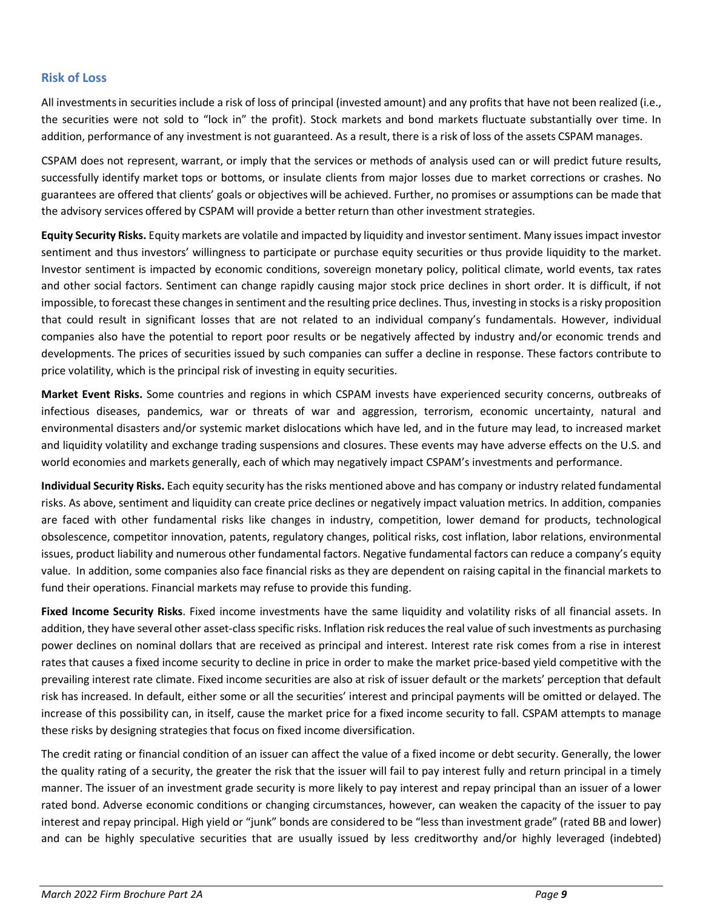## Risk of Loss

All investments in securities include a risk of loss of principal (invested amount) and any profits that have not been realized (i.e., the securities were not sold to "lock in" the profit). Stock markets and bond markets fluctuate substantially over time. In addition, performance of any investment is not guaranteed. As a result, there is a risk of loss of the assets CSPAM manages.

CSPAM does not represent, warrant, or imply that the services or methods of analysis used can or will predict future results, successfully identify market tops or bottoms, or insulate clients from major losses due to market corrections or crashes. No guarantees are offered that clients' goals or objectives will be achieved. Further, no promises or assumptions can be made that the advisory services offered by CSPAM will provide a better return than other investment strategies.

**Equity Security Risks.** Equity markets are volatile and impacted by liquidity and investor sentiment. Many issues impact investor sentiment and thus investors' willingness to participate or purchase equity securities or thus provide liquidity to the market. Investor sentiment is impacted by economic conditions, sovereign monetary policy, political climate, world events, tax rates and other social factors. Sentiment can change rapidly causing major stock price declines in short order. It is difficult, if not impossible, to forecast these changes in sentiment and the resulting price declines. Thus, investing in stocks is a risky proposition that could result in significant losses that are not related to an individual company's fundamentals. However, individual companies also have the potential to report poor results or be negatively affected by industry and/or economic trends and developments. The prices of securities issued by such companies can suffer a decline in response. These factors contribute to price volatility, which is the principal risk of investing in equity securities.

**Market Event Risks.** Some countries and regions in which CSPAM invests have experienced security concerns, outbreaks of infectious diseases, pandemics, war or threats of war and aggression, terrorism, economic uncertainty, natural and environmental disasters and/or systemic market dislocations which have led, and in the future may lead, to increased market and liquidity volatility and exchange trading suspensions and closures. These events may have adverse effects on the U.S. and world economies and markets generally, each of which may negatively impact CSPAM's investments and performance.

**Individual Security Risks.** Each equity security has the risks mentioned above and has company or industry related fundamental risks. As above, sentiment and liquidity can create price declines or negatively impact valuation metrics. In addition, companies are faced with other fundamental risks like changes in industry, competition, lower demand for products, technological obsolescence, competitor innovation, patents, regulatory changes, political risks, cost inflation, labor relations, environmental issues, product liability and numerous other fundamental factors. Negative fundamental factors can reduce a company's equity value. In addition, some companies also face financial risks as they are dependent on raising capital in the financial markets to fund their operations. Financial markets may refuse to provide this funding.

**Fixed Income Security Risks**. Fixed income investments have the same liquidity and volatility risks of all financial assets. In addition, they have several other asset-class specific risks. Inflation risk reduces the real value of such investments as purchasing power declines on nominal dollars that are received as principal and interest. Interest rate risk comes from a rise in interest rates that causes a fixed income security to decline in price in order to make the market price-based yield competitive with the prevailing interest rate climate. Fixed income securities are also at risk of issuer default or the markets' perception that default risk has increased. In default, either some or all the securities' interest and principal payments will be omitted or delayed. The increase of this possibility can, in itself, cause the market price for a fixed income security to fall. CSPAM attempts to manage these risks by designing strategies that focus on fixed income diversification.

The credit rating or financial condition of an issuer can affect the value of a fixed income or debt security. Generally, the lower the quality rating of a security, the greater the risk that the issuer will fail to pay interest fully and return principal in a timely manner. The issuer of an investment grade security is more likely to pay interest and repay principal than an issuer of a lower rated bond. Adverse economic conditions or changing circumstances, however, can weaken the capacity of the issuer to pay interest and repay principal. High yield or "junk" bonds are considered to be "less than investment grade" (rated BB and lower) and can be highly speculative securities that are usually issued by less creditworthy and/or highly leveraged (indebted)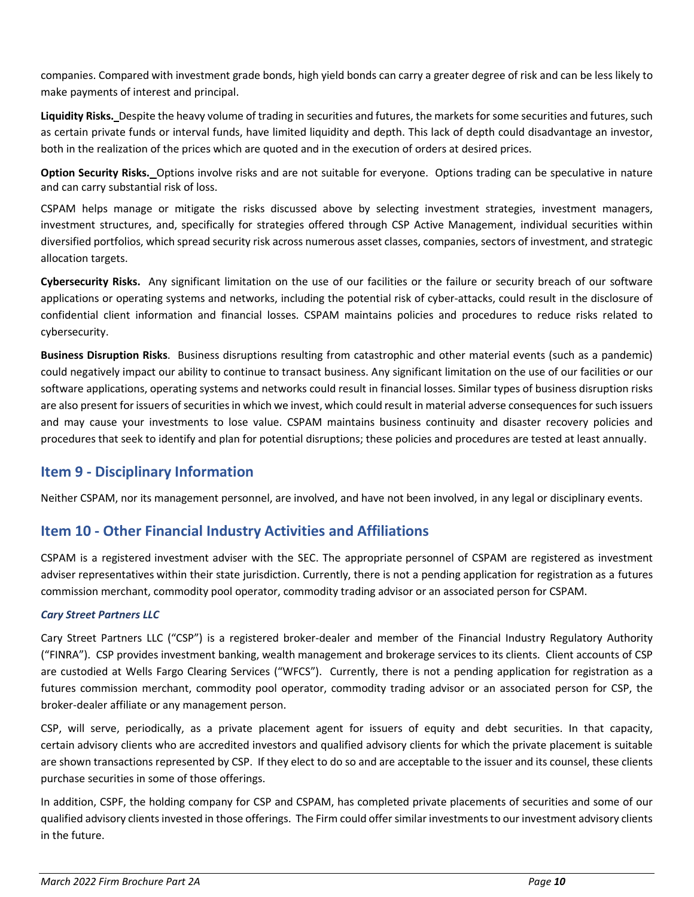companies. Compared with investment grade bonds, high yield bonds can carry a greater degree of risk and can be less likely to make payments of interest and principal.

**Liquidity Risks.** Despite the heavy volume of trading in securities and futures, the markets for some securities and futures, such as certain private funds or interval funds, have limited liquidity and depth. This lack of depth could disadvantage an investor, both in the realization of the prices which are quoted and in the execution of orders at desired prices.

**Option Security Risks.** Options involve risks and are not suitable for everyone. Options trading can be speculative in nature and can carry substantial risk of loss.

CSPAM helps manage or mitigate the risks discussed above by selecting investment strategies, investment managers, investment structures, and, specifically for strategies offered through CSP Active Management, individual securities within diversified portfolios, which spread security risk across numerous asset classes, companies, sectors of investment, and strategic allocation targets.

**Cybersecurity Risks.** Any significant limitation on the use of our facilities or the failure or security breach of our software applications or operating systems and networks, including the potential risk of cyber-attacks, could result in the disclosure of confidential client information and financial losses. CSPAM maintains policies and procedures to reduce risks related to cybersecurity.

**Business Disruption Risks**. Business disruptions resulting from catastrophic and other material events (such as a pandemic) could negatively impact our ability to continue to transact business. Any significant limitation on the use of our facilities or our software applications, operating systems and networks could result in financial losses. Similar types of business disruption risks are also present for issuers of securities in which we invest, which could result in material adverse consequences for such issuers and may cause your investments to lose value. CSPAM maintains business continuity and disaster recovery policies and procedures that seek to identify and plan for potential disruptions; these policies and procedures are tested at least annually.

## Item 9 - Disciplinary Information

Neither CSPAM, nor its management personnel, are involved, and have not been involved, in any legal or disciplinary events.

## Item 10 - Other Financial Industry Activities and Affiliations

CSPAM is a registered investment adviser with the SEC. The appropriate personnel of CSPAM are registered as investment adviser representatives within their state jurisdiction. Currently, there is not a pending application for registration as a futures commission merchant, commodity pool operator, commodity trading advisor or an associated person for CSPAM.

### *Cary Street Partners LLC*

Cary Street Partners LLC ("CSP") is a registered broker-dealer and member of the Financial Industry Regulatory Authority ("FINRA"). CSP provides investment banking, wealth management and brokerage services to its clients. Client accounts of CSP are custodied at Wells Fargo Clearing Services ("WFCS"). Currently, there is not a pending application for registration as a futures commission merchant, commodity pool operator, commodity trading advisor or an associated person for CSP, the broker-dealer affiliate or any management person.

CSP, will serve, periodically, as a private placement agent for issuers of equity and debt securities. In that capacity, certain advisory clients who are accredited investors and qualified advisory clients for which the private placement is suitable are shown transactions represented by CSP. If they elect to do so and are acceptable to the issuer and its counsel, these clients purchase securities in some of those offerings.

In addition, CSPF, the holding company for CSP and CSPAM, has completed private placements of securities and some of our qualified advisory clients invested in those offerings. The Firm could offer similar investments to our investment advisory clients in the future.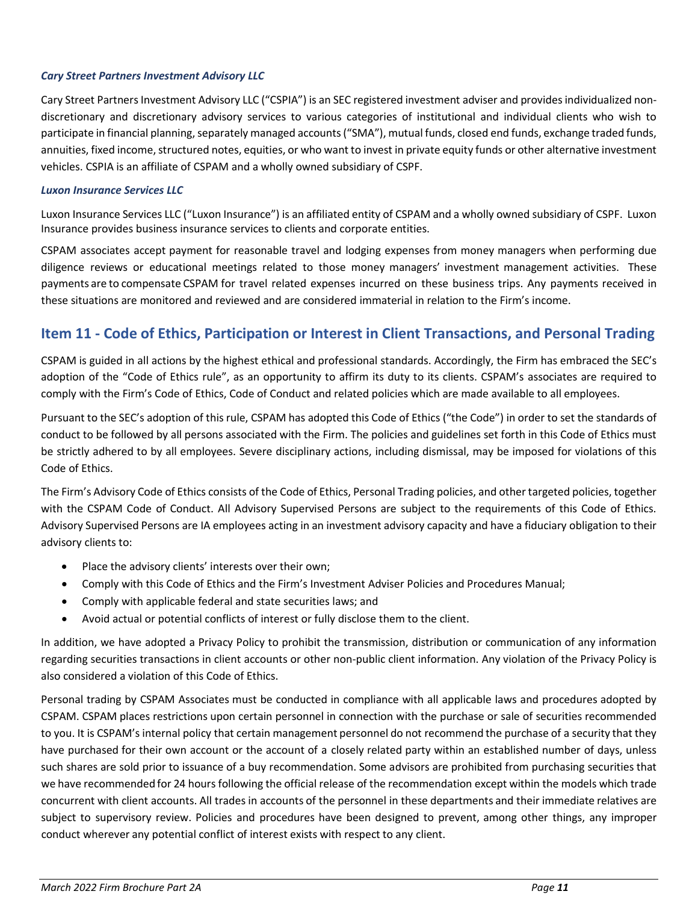*Cary Street Partners Investment Advisory LLC*

Cary Street Partners Investment Advisory LLC ("CSPIA") is an SEC registered investment adviser and provides individualized non-discretionary and discretionary advisory services to various categories of institutional and individual clients who wish to participate in financial planning, separately managed accounts ("SMA"), mutual funds, closed end funds, exchange traded funds, annuities, fixed income, structured notes, equities, or who want to invest in private equity funds or other alternative investment vehicles. CSPIA is an affiliate of CSPAM and a wholly owned subsidiary of CSPF.

*Luxon Insurance Services LLC*

Luxon Insurance Services LLC ("Luxon Insurance") is an affiliated entity of CSPAM and a wholly owned subsidiary of CSPF. Luxon Insurance provides business insurance services to clients and corporate entities.

CSPAM associates accept payment for reasonable travel and lodging expenses from money managers when performing due diligence reviews or educational meetings related to those money managers' investment management activities. These payments are to compensate CSPAM for travel related expenses incurred on these business trips. Any payments received in these situations are monitored and reviewed and are considered immaterial in relation to the Firm's income.

## Item 11 - Code of Ethics, Participation or Interest in Client Transactions, and Personal Trading

CSPAM is guided in all actions by the highest ethical and professional standards. Accordingly, the Firm has embraced the SEC's adoption of the "Code of Ethics rule", as an opportunity to affirm its duty to its clients. CSPAM's associates are required to comply with the Firm's Code of Ethics, Code of Conduct and related policies which are made available to all employees.

Pursuant to the SEC's adoption of this rule, CSPAM has adopted this Code of Ethics ("the Code") in order to set the standards of conduct to be followed by all persons associated with the Firm. The policies and guidelines set forth in this Code of Ethics must be strictly adhered to by all employees. Severe disciplinary actions, including dismissal, may be imposed for violations of this Code of Ethics.

The Firm's Advisory Code of Ethics consists of the Code of Ethics, Personal Trading policies, and other targeted policies, together with the CSPAM Code of Conduct. All Advisory Supervised Persons are subject to the requirements of this Code of Ethics. Advisory Supervised Persons are IA employees acting in an investment advisory capacity and have a fiduciary obligation to their advisory clients to:

- Place the advisory clients' interests over their own;
- Comply with this Code of Ethics and the Firm's Investment Adviser Policies and Procedures Manual;
- Comply with applicable federal and state securities laws; and
- Avoid actual or potential conflicts of interest or fully disclose them to the client.

In addition, we have adopted a Privacy Policy to prohibit the transmission, distribution or communication of any information regarding securities transactions in client accounts or other non-public client information. Any violation of the Privacy Policy is also considered a violation of this Code of Ethics.

Personal trading by CSPAM Associates must be conducted in compliance with all applicable laws and procedures adopted by CSPAM. CSPAM places restrictions upon certain personnel in connection with the purchase or sale of securities recommended to you. It is CSPAM's internal policy that certain management personnel do not recommend the purchase of a security that they have purchased for their own account or the account of a closely related party within an established number of days, unless such shares are sold prior to issuance of a buy recommendation. Some advisors are prohibited from purchasing securities that we have recommended for 24 hours following the official release of the recommendation except within the models which trade concurrent with client accounts. All trades in accounts of the personnel in these departments and their immediate relatives are subject to supervisory review. Policies and procedures have been designed to prevent, among other things, any improper conduct wherever any potential conflict of interest exists with respect to any client.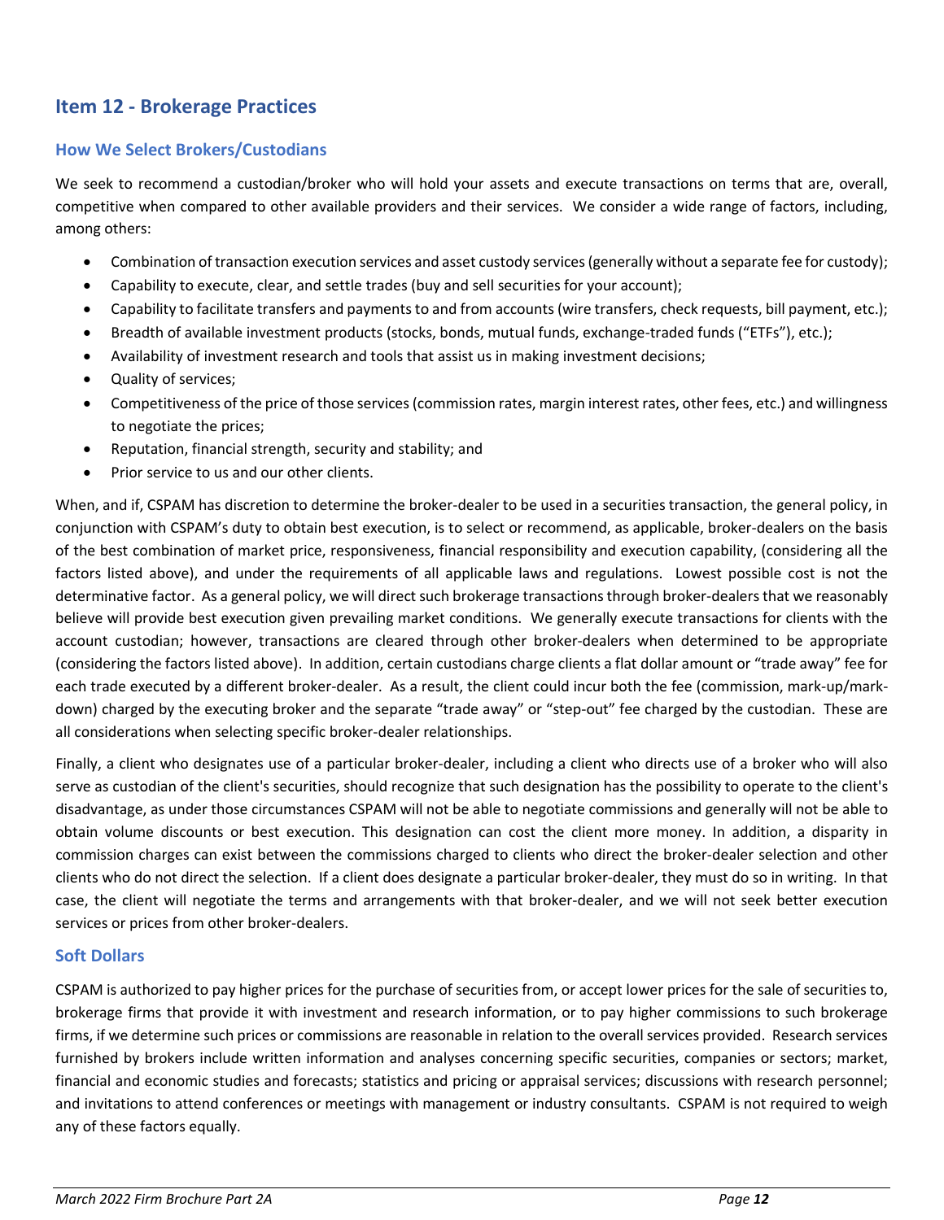## Item 12 - Brokerage Practices

### How We Select Brokers/Custodians

We seek to recommend a custodian/broker who will hold your assets and execute transactions on terms that are, overall, competitive when compared to other available providers and their services. We consider a wide range of factors, including, among others:

- Combination of transaction execution services and asset custody services (generally without a separate fee for custody);
- Capability to execute, clear, and settle trades (buy and sell securities for your account);
- Capability to facilitate transfers and payments to and from accounts (wire transfers, check requests, bill payment, etc.);
- Breadth of available investment products (stocks, bonds, mutual funds, exchange-traded funds ("ETFs"), etc.);
- Availability of investment research and tools that assist us in making investment decisions;
- Quality of services;
- Competitiveness of the price of those services (commission rates, margin interest rates, other fees, etc.) and willingness to negotiate the prices;
- Reputation, financial strength, security and stability; and
- Prior service to us and our other clients.

When, and if, CSPAM has discretion to determine the broker-dealer to be used in a securities transaction, the general policy, in conjunction with CSPAM's duty to obtain best execution, is to select or recommend, as applicable, broker-dealers on the basis of the best combination of market price, responsiveness, financial responsibility and execution capability, (considering all the factors listed above), and under the requirements of all applicable laws and regulations. Lowest possible cost is not the determinative factor. As a general policy, we will direct such brokerage transactions through broker-dealers that we reasonably believe will provide best execution given prevailing market conditions. We generally execute transactions for clients with the account custodian; however, transactions are cleared through other broker-dealers when determined to be appropriate (considering the factors listed above). In addition, certain custodians charge clients a flat dollar amount or "trade away" fee for each trade executed by a different broker-dealer. As a result, the client could incur both the fee (commission, mark-up/mark-down) charged by the executing broker and the separate "trade away" or "step-out" fee charged by the custodian. These are all considerations when selecting specific broker-dealer relationships.

Finally, a client who designates use of a particular broker-dealer, including a client who directs use of a broker who will also serve as custodian of the client's securities, should recognize that such designation has the possibility to operate to the client's disadvantage, as under those circumstances CSPAM will not be able to negotiate commissions and generally will not be able to obtain volume discounts or best execution. This designation can cost the client more money. In addition, a disparity in commission charges can exist between the commissions charged to clients who direct the broker-dealer selection and other clients who do not direct the selection. If a client does designate a particular broker-dealer, they must do so in writing. In that case, the client will negotiate the terms and arrangements with that broker-dealer, and we will not seek better execution services or prices from other broker-dealers.

### Soft Dollars

CSPAM is authorized to pay higher prices for the purchase of securities from, or accept lower prices for the sale of securities to, brokerage firms that provide it with investment and research information, or to pay higher commissions to such brokerage firms, if we determine such prices or commissions are reasonable in relation to the overall services provided. Research services furnished by brokers include written information and analyses concerning specific securities, companies or sectors; market, financial and economic studies and forecasts; statistics and pricing or appraisal services; discussions with research personnel; and invitations to attend conferences or meetings with management or industry consultants. CSPAM is not required to weigh any of these factors equally.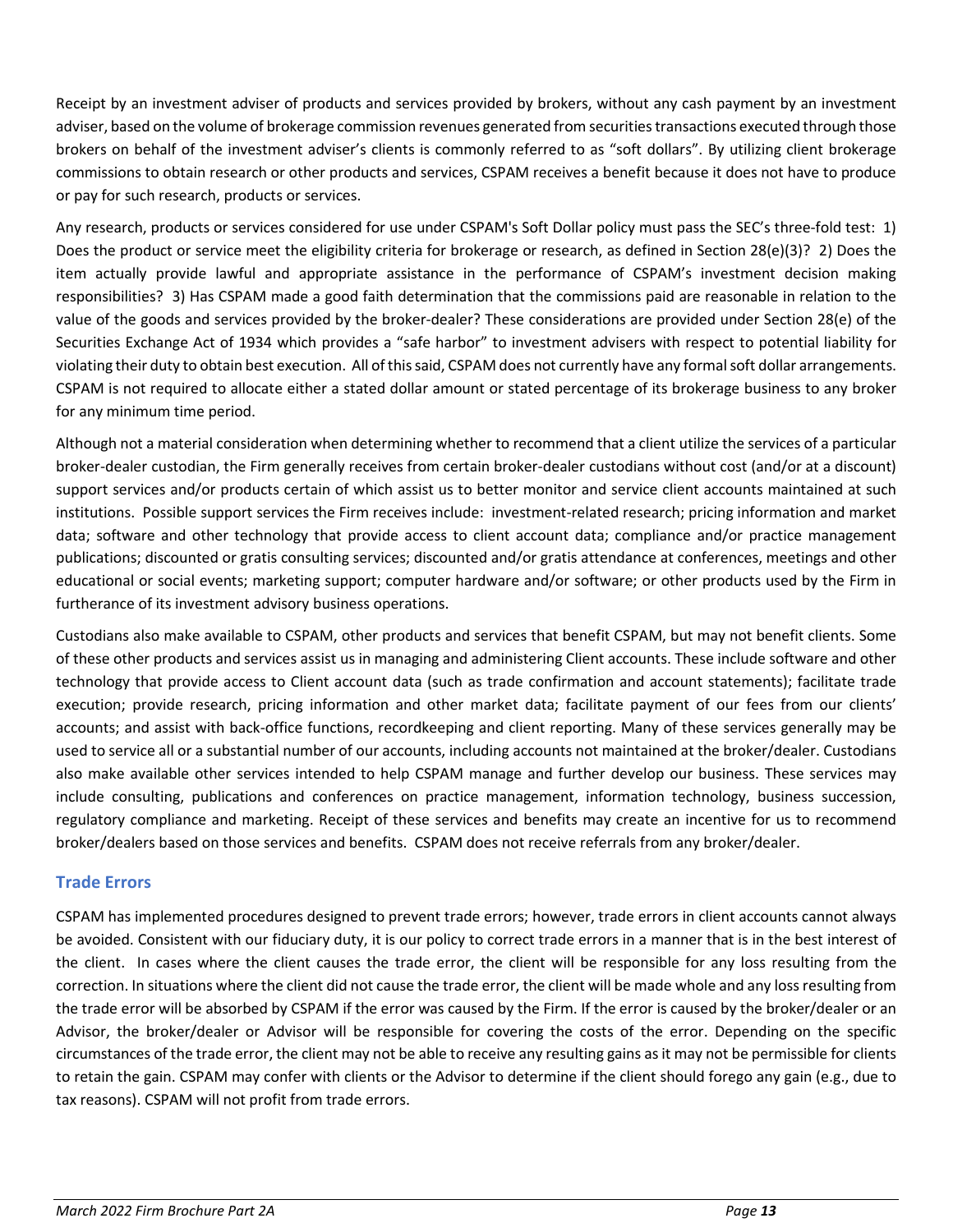Receipt by an investment adviser of products and services provided by brokers, without any cash payment by an investment adviser, based on the volume of brokerage commission revenues generated from securities transactions executed through those brokers on behalf of the investment adviser's clients is commonly referred to as "soft dollars". By utilizing client brokerage commissions to obtain research or other products and services, CSPAM receives a benefit because it does not have to produce or pay for such research, products or services.

Any research, products or services considered for use under CSPAM's Soft Dollar policy must pass the SEC's three-fold test: 1) Does the product or service meet the eligibility criteria for brokerage or research, as defined in Section 28(e)(3)? 2) Does the item actually provide lawful and appropriate assistance in the performance of CSPAM's investment decision making responsibilities? 3) Has CSPAM made a good faith determination that the commissions paid are reasonable in relation to the value of the goods and services provided by the broker-dealer? These considerations are provided under Section 28(e) of the Securities Exchange Act of 1934 which provides a "safe harbor" to investment advisers with respect to potential liability for violating their duty to obtain best execution. All of this said, CSPAM does not currently have any formal soft dollar arrangements. CSPAM is not required to allocate either a stated dollar amount or stated percentage of its brokerage business to any broker for any minimum time period.

Although not a material consideration when determining whether to recommend that a client utilize the services of a particular broker-dealer custodian, the Firm generally receives from certain broker-dealer custodians without cost (and/or at a discount) support services and/or products certain of which assist us to better monitor and service client accounts maintained at such institutions. Possible support services the Firm receives include: investment-related research; pricing information and market data; software and other technology that provide access to client account data; compliance and/or practice management publications; discounted or gratis consulting services; discounted and/or gratis attendance at conferences, meetings and other educational or social events; marketing support; computer hardware and/or software; or other products used by the Firm in furtherance of its investment advisory business operations.

Custodians also make available to CSPAM, other products and services that benefit CSPAM, but may not benefit clients. Some of these other products and services assist us in managing and administering Client accounts. These include software and other technology that provide access to Client account data (such as trade confirmation and account statements); facilitate trade execution; provide research, pricing information and other market data; facilitate payment of our fees from our clients' accounts; and assist with back-office functions, recordkeeping and client reporting. Many of these services generally may be used to service all or a substantial number of our accounts, including accounts not maintained at the broker/dealer. Custodians also make available other services intended to help CSPAM manage and further develop our business. These services may include consulting, publications and conferences on practice management, information technology, business succession, regulatory compliance and marketing. Receipt of these services and benefits may create an incentive for us to recommend broker/dealers based on those services and benefits. CSPAM does not receive referrals from any broker/dealer.

### Trade Errors

CSPAM has implemented procedures designed to prevent trade errors; however, trade errors in client accounts cannot always be avoided. Consistent with our fiduciary duty, it is our policy to correct trade errors in a manner that is in the best interest of the client. In cases where the client causes the trade error, the client will be responsible for any loss resulting from the correction. In situations where the client did not cause the trade error, the client will be made whole and any loss resulting from the trade error will be absorbed by CSPAM if the error was caused by the Firm. If the error is caused by the broker/dealer or an Advisor, the broker/dealer or Advisor will be responsible for covering the costs of the error. Depending on the specific circumstances of the trade error, the client may not be able to receive any resulting gains as it may not be permissible for clients to retain the gain. CSPAM may confer with clients or the Advisor to determine if the client should forego any gain (e.g., due to tax reasons). CSPAM will not profit from trade errors.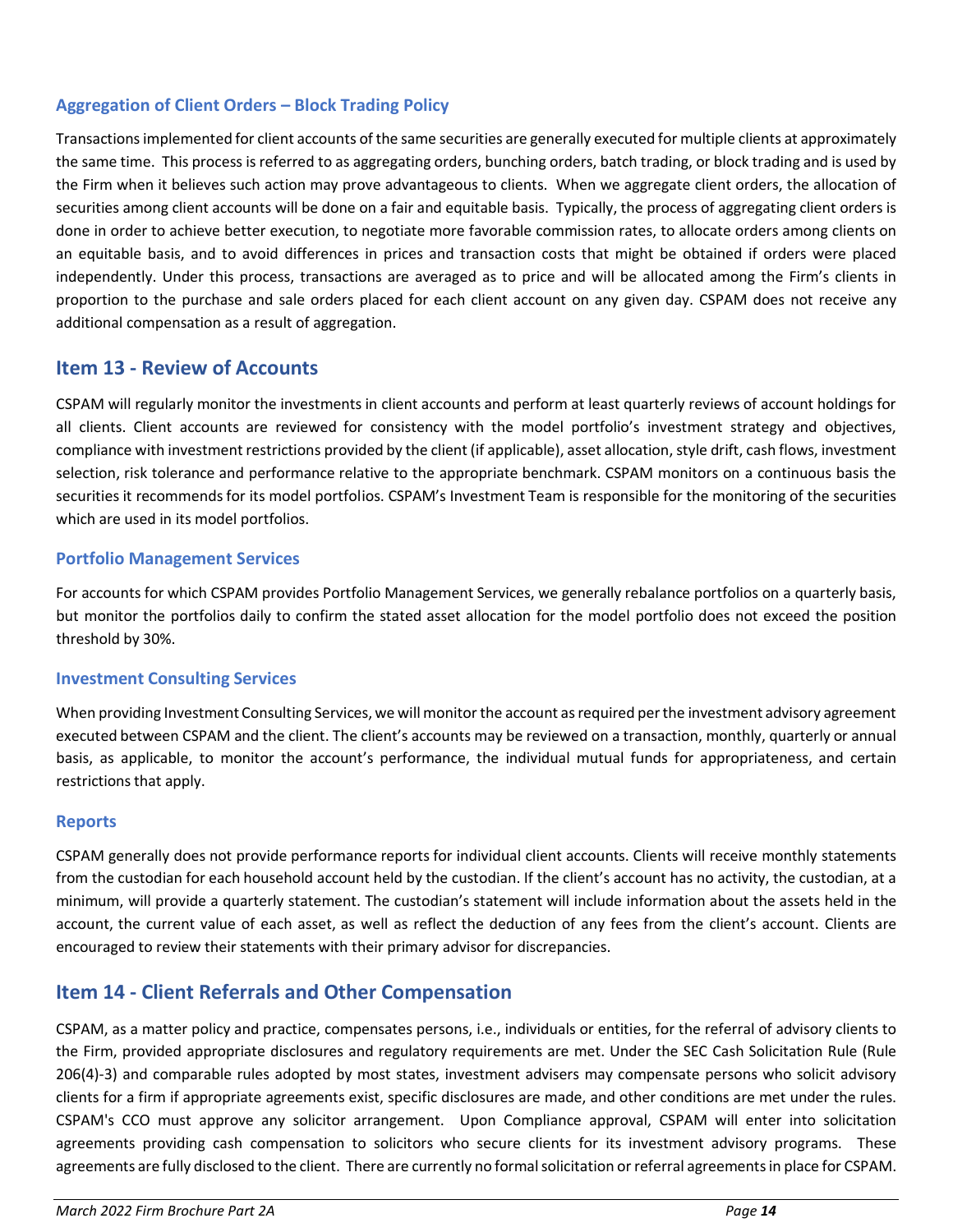### Aggregation of Client Orders – Block Trading Policy

Transactions implemented for client accounts of the same securities are generally executed for multiple clients at approximately the same time. This process is referred to as aggregating orders, bunching orders, batch trading, or block trading and is used by the Firm when it believes such action may prove advantageous to clients. When we aggregate client orders, the allocation of securities among client accounts will be done on a fair and equitable basis. Typically, the process of aggregating client orders is done in order to achieve better execution, to negotiate more favorable commission rates, to allocate orders among clients on an equitable basis, and to avoid differences in prices and transaction costs that might be obtained if orders were placed independently. Under this process, transactions are averaged as to price and will be allocated among the Firm's clients in proportion to the purchase and sale orders placed for each client account on any given day. CSPAM does not receive any additional compensation as a result of aggregation.

## Item 13 - Review of Accounts

CSPAM will regularly monitor the investments in client accounts and perform at least quarterly reviews of account holdings for all clients. Client accounts are reviewed for consistency with the model portfolio's investment strategy and objectives, compliance with investment restrictions provided by the client (if applicable), asset allocation, style drift, cash flows, investment selection, risk tolerance and performance relative to the appropriate benchmark. CSPAM monitors on a continuous basis the securities it recommends for its model portfolios. CSPAM's Investment Team is responsible for the monitoring of the securities which are used in its model portfolios.

### Portfolio Management Services

For accounts for which CSPAM provides Portfolio Management Services, we generally rebalance portfolios on a quarterly basis, but monitor the portfolios daily to confirm the stated asset allocation for the model portfolio does not exceed the position threshold by 30%.

### Investment Consulting Services

When providing Investment Consulting Services, we will monitor the account as required per the investment advisory agreement executed between CSPAM and the client. The client's accounts may be reviewed on a transaction, monthly, quarterly or annual basis, as applicable, to monitor the account's performance, the individual mutual funds for appropriateness, and certain restrictions that apply.

### Reports

CSPAM generally does not provide performance reports for individual client accounts. Clients will receive monthly statements from the custodian for each household account held by the custodian. If the client's account has no activity, the custodian, at a minimum, will provide a quarterly statement. The custodian's statement will include information about the assets held in the account, the current value of each asset, as well as reflect the deduction of any fees from the client's account. Clients are encouraged to review their statements with their primary advisor for discrepancies.

## Item 14 - Client Referrals and Other Compensation

CSPAM, as a matter policy and practice, compensates persons, i.e., individuals or entities, for the referral of advisory clients to the Firm, provided appropriate disclosures and regulatory requirements are met. Under the SEC Cash Solicitation Rule (Rule 206(4)-3) and comparable rules adopted by most states, investment advisers may compensate persons who solicit advisory clients for a firm if appropriate agreements exist, specific disclosures are made, and other conditions are met under the rules. CSPAM's CCO must approve any solicitor arrangement. Upon Compliance approval, CSPAM will enter into solicitation agreements providing cash compensation to solicitors who secure clients for its investment advisory programs. These agreements are fully disclosed to the client. There are currently no formal solicitation or referral agreements in place for CSPAM.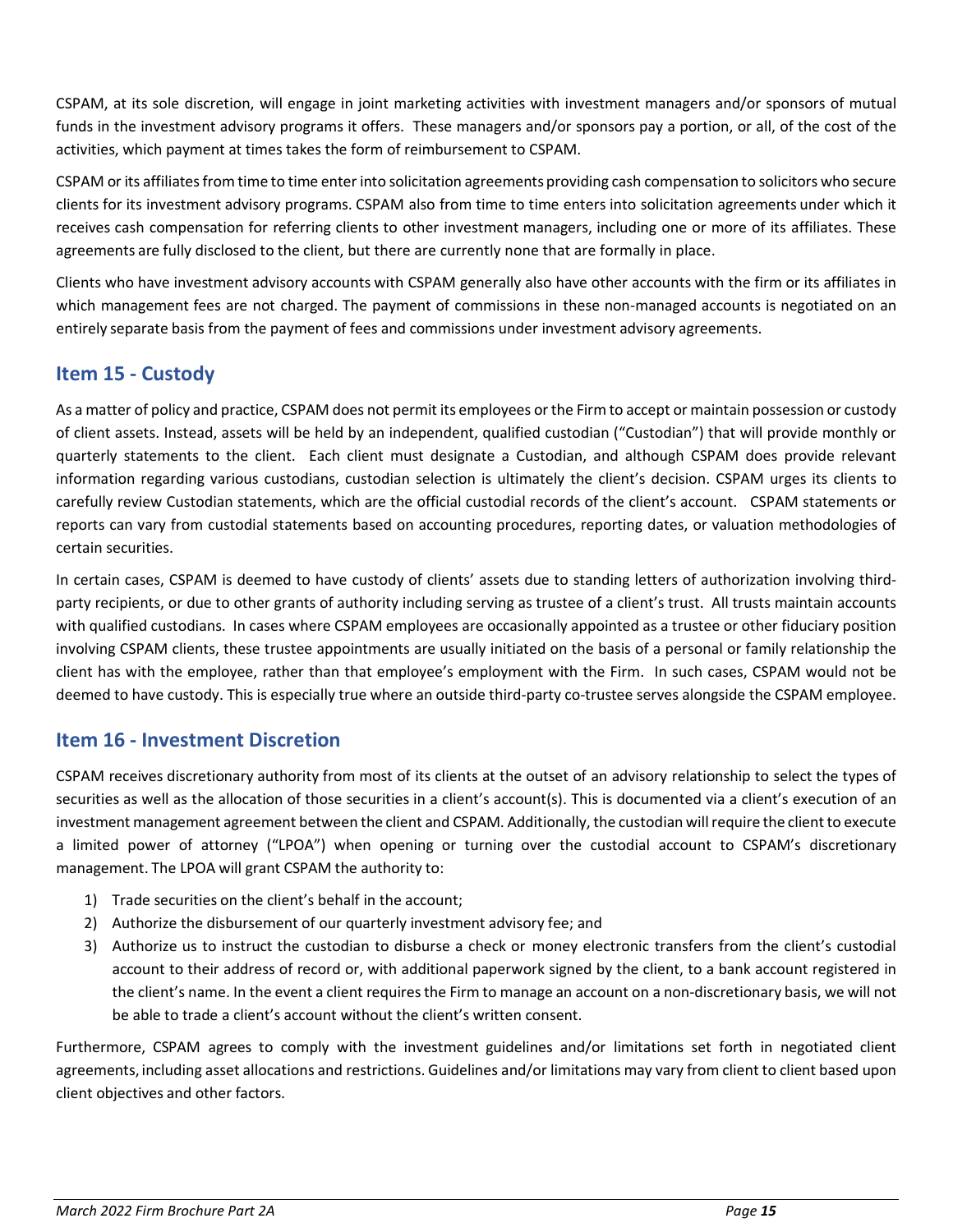CSPAM, at its sole discretion, will engage in joint marketing activities with investment managers and/or sponsors of mutual funds in the investment advisory programs it offers. These managers and/or sponsors pay a portion, or all, of the cost of the activities, which payment at times takes the form of reimbursement to CSPAM.

CSPAM or its affiliates from time to time enter into solicitation agreements providing cash compensation to solicitors who secure clients for its investment advisory programs. CSPAM also from time to time enters into solicitation agreements under which it receives cash compensation for referring clients to other investment managers, including one or more of its affiliates. These agreements are fully disclosed to the client, but there are currently none that are formally in place.

Clients who have investment advisory accounts with CSPAM generally also have other accounts with the firm or its affiliates in which management fees are not charged. The payment of commissions in these non-managed accounts is negotiated on an entirely separate basis from the payment of fees and commissions under investment advisory agreements.

## Item 15 - Custody

As a matter of policy and practice, CSPAM does not permit its employees or the Firm to accept or maintain possession or custody of client assets. Instead, assets will be held by an independent, qualified custodian ("Custodian") that will provide monthly or quarterly statements to the client. Each client must designate a Custodian, and although CSPAM does provide relevant information regarding various custodians, custodian selection is ultimately the client's decision. CSPAM urges its clients to carefully review Custodian statements, which are the official custodial records of the client's account. CSPAM statements or reports can vary from custodial statements based on accounting procedures, reporting dates, or valuation methodologies of certain securities.

In certain cases, CSPAM is deemed to have custody of clients' assets due to standing letters of authorization involving third-party recipients, or due to other grants of authority including serving as trustee of a client's trust. All trusts maintain accounts with qualified custodians. In cases where CSPAM employees are occasionally appointed as a trustee or other fiduciary position involving CSPAM clients, these trustee appointments are usually initiated on the basis of a personal or family relationship the client has with the employee, rather than that employee's employment with the Firm. In such cases, CSPAM would not be deemed to have custody. This is especially true where an outside third-party co-trustee serves alongside the CSPAM employee.

## Item 16 - Investment Discretion

CSPAM receives discretionary authority from most of its clients at the outset of an advisory relationship to select the types of securities as well as the allocation of those securities in a client's account(s). This is documented via a client's execution of an investment management agreement between the client and CSPAM. Additionally, the custodian will require the client to execute a limited power of attorney ("LPOA") when opening or turning over the custodial account to CSPAM's discretionary management. The LPOA will grant CSPAM the authority to:

1) Trade securities on the client's behalf in the account;
2) Authorize the disbursement of our quarterly investment advisory fee; and
3) Authorize us to instruct the custodian to disburse a check or money electronic transfers from the client's custodial account to their address of record or, with additional paperwork signed by the client, to a bank account registered in the client's name. In the event a client requires the Firm to manage an account on a non-discretionary basis, we will not be able to trade a client's account without the client's written consent.

Furthermore, CSPAM agrees to comply with the investment guidelines and/or limitations set forth in negotiated client agreements, including asset allocations and restrictions. Guidelines and/or limitations may vary from client to client based upon client objectives and other factors.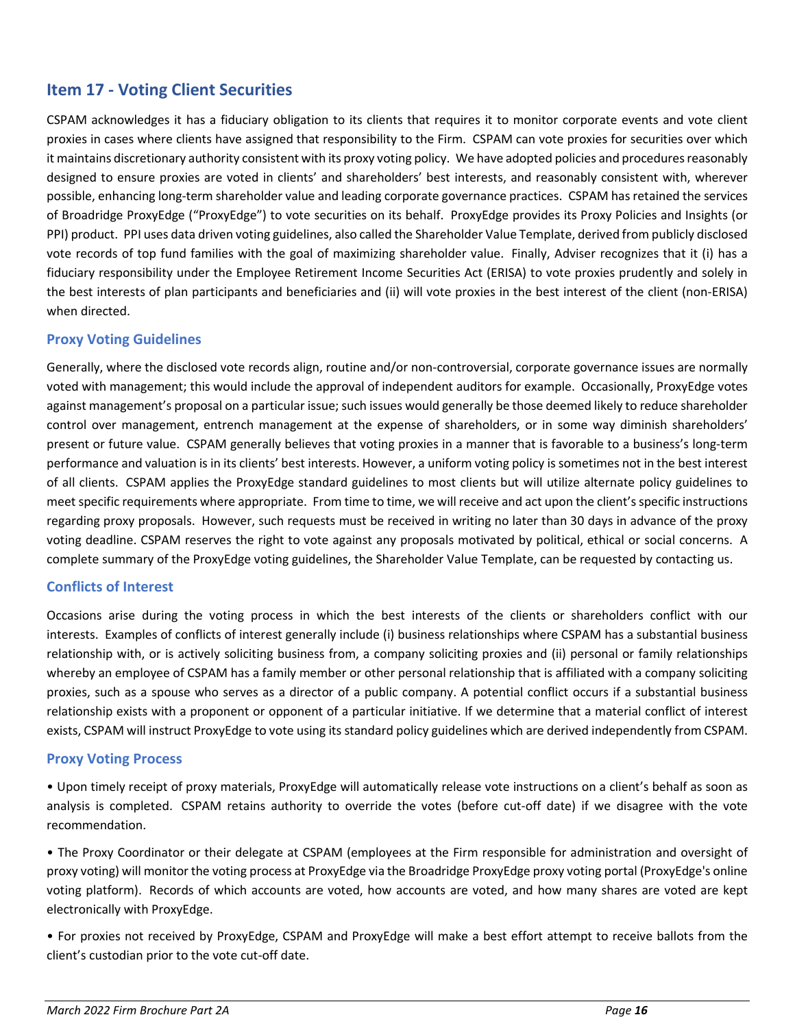## Item 17 - Voting Client Securities

CSPAM acknowledges it has a fiduciary obligation to its clients that requires it to monitor corporate events and vote client proxies in cases where clients have assigned that responsibility to the Firm. CSPAM can vote proxies for securities over which it maintains discretionary authority consistent with its proxy voting policy. We have adopted policies and procedures reasonably designed to ensure proxies are voted in clients' and shareholders' best interests, and reasonably consistent with, wherever possible, enhancing long-term shareholder value and leading corporate governance practices. CSPAM has retained the services of Broadridge ProxyEdge ("ProxyEdge") to vote securities on its behalf. ProxyEdge provides its Proxy Policies and Insights (or PPI) product. PPI uses data driven voting guidelines, also called the Shareholder Value Template, derived from publicly disclosed vote records of top fund families with the goal of maximizing shareholder value. Finally, Adviser recognizes that it (i) has a fiduciary responsibility under the Employee Retirement Income Securities Act (ERISA) to vote proxies prudently and solely in the best interests of plan participants and beneficiaries and (ii) will vote proxies in the best interest of the client (non-ERISA) when directed.

### Proxy Voting Guidelines

Generally, where the disclosed vote records align, routine and/or non-controversial, corporate governance issues are normally voted with management; this would include the approval of independent auditors for example. Occasionally, ProxyEdge votes against management's proposal on a particular issue; such issues would generally be those deemed likely to reduce shareholder control over management, entrench management at the expense of shareholders, or in some way diminish shareholders' present or future value. CSPAM generally believes that voting proxies in a manner that is favorable to a business's long-term performance and valuation is in its clients' best interests. However, a uniform voting policy is sometimes not in the best interest of all clients. CSPAM applies the ProxyEdge standard guidelines to most clients but will utilize alternate policy guidelines to meet specific requirements where appropriate. From time to time, we will receive and act upon the client's specific instructions regarding proxy proposals. However, such requests must be received in writing no later than 30 days in advance of the proxy voting deadline. CSPAM reserves the right to vote against any proposals motivated by political, ethical or social concerns. A complete summary of the ProxyEdge voting guidelines, the Shareholder Value Template, can be requested by contacting us.

### Conflicts of Interest

Occasions arise during the voting process in which the best interests of the clients or shareholders conflict with our interests. Examples of conflicts of interest generally include (i) business relationships where CSPAM has a substantial business relationship with, or is actively soliciting business from, a company soliciting proxies and (ii) personal or family relationships whereby an employee of CSPAM has a family member or other personal relationship that is affiliated with a company soliciting proxies, such as a spouse who serves as a director of a public company. A potential conflict occurs if a substantial business relationship exists with a proponent or opponent of a particular initiative. If we determine that a material conflict of interest exists, CSPAM will instruct ProxyEdge to vote using its standard policy guidelines which are derived independently from CSPAM.

### Proxy Voting Process

- Upon timely receipt of proxy materials, ProxyEdge will automatically release vote instructions on a client's behalf as soon as analysis is completed. CSPAM retains authority to override the votes (before cut-off date) if we disagree with the vote recommendation.
- The Proxy Coordinator or their delegate at CSPAM (employees at the Firm responsible for administration and oversight of proxy voting) will monitor the voting process at ProxyEdge via the Broadridge ProxyEdge proxy voting portal (ProxyEdge's online voting platform). Records of which accounts are voted, how accounts are voted, and how many shares are voted are kept electronically with ProxyEdge.
- For proxies not received by ProxyEdge, CSPAM and ProxyEdge will make a best effort attempt to receive ballots from the client's custodian prior to the vote cut-off date.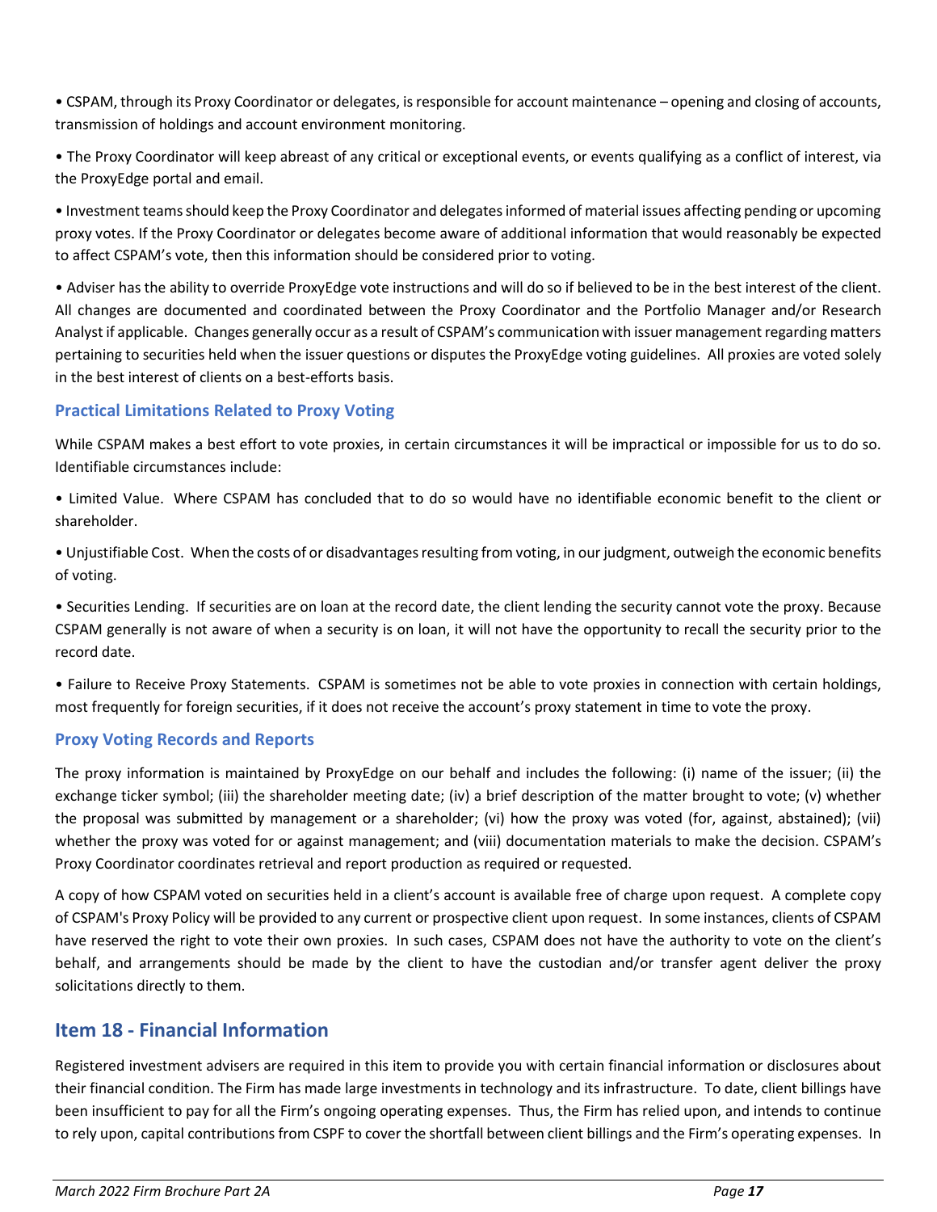• CSPAM, through its Proxy Coordinator or delegates, is responsible for account maintenance – opening and closing of accounts, transmission of holdings and account environment monitoring.

• The Proxy Coordinator will keep abreast of any critical or exceptional events, or events qualifying as a conflict of interest, via the ProxyEdge portal and email.

• Investment teams should keep the Proxy Coordinator and delegates informed of material issues affecting pending or upcoming proxy votes. If the Proxy Coordinator or delegates become aware of additional information that would reasonably be expected to affect CSPAM's vote, then this information should be considered prior to voting.

• Adviser has the ability to override ProxyEdge vote instructions and will do so if believed to be in the best interest of the client. All changes are documented and coordinated between the Proxy Coordinator and the Portfolio Manager and/or Research Analyst if applicable. Changes generally occur as a result of CSPAM's communication with issuer management regarding matters pertaining to securities held when the issuer questions or disputes the ProxyEdge voting guidelines. All proxies are voted solely in the best interest of clients on a best-efforts basis.

### Practical Limitations Related to Proxy Voting

While CSPAM makes a best effort to vote proxies, in certain circumstances it will be impractical or impossible for us to do so. Identifiable circumstances include:

• Limited Value. Where CSPAM has concluded that to do so would have no identifiable economic benefit to the client or shareholder.

• Unjustifiable Cost. When the costs of or disadvantages resulting from voting, in our judgment, outweigh the economic benefits of voting.

• Securities Lending. If securities are on loan at the record date, the client lending the security cannot vote the proxy. Because CSPAM generally is not aware of when a security is on loan, it will not have the opportunity to recall the security prior to the record date.

• Failure to Receive Proxy Statements. CSPAM is sometimes not be able to vote proxies in connection with certain holdings, most frequently for foreign securities, if it does not receive the account's proxy statement in time to vote the proxy.

### Proxy Voting Records and Reports

The proxy information is maintained by ProxyEdge on our behalf and includes the following: (i) name of the issuer; (ii) the exchange ticker symbol; (iii) the shareholder meeting date; (iv) a brief description of the matter brought to vote; (v) whether the proposal was submitted by management or a shareholder; (vi) how the proxy was voted (for, against, abstained); (vii) whether the proxy was voted for or against management; and (viii) documentation materials to make the decision. CSPAM's Proxy Coordinator coordinates retrieval and report production as required or requested.

A copy of how CSPAM voted on securities held in a client's account is available free of charge upon request. A complete copy of CSPAM's Proxy Policy will be provided to any current or prospective client upon request. In some instances, clients of CSPAM have reserved the right to vote their own proxies. In such cases, CSPAM does not have the authority to vote on the client's behalf, and arrangements should be made by the client to have the custodian and/or transfer agent deliver the proxy solicitations directly to them.

## Item 18 - Financial Information

Registered investment advisers are required in this item to provide you with certain financial information or disclosures about their financial condition. The Firm has made large investments in technology and its infrastructure. To date, client billings have been insufficient to pay for all the Firm's ongoing operating expenses. Thus, the Firm has relied upon, and intends to continue to rely upon, capital contributions from CSPF to cover the shortfall between client billings and the Firm's operating expenses. In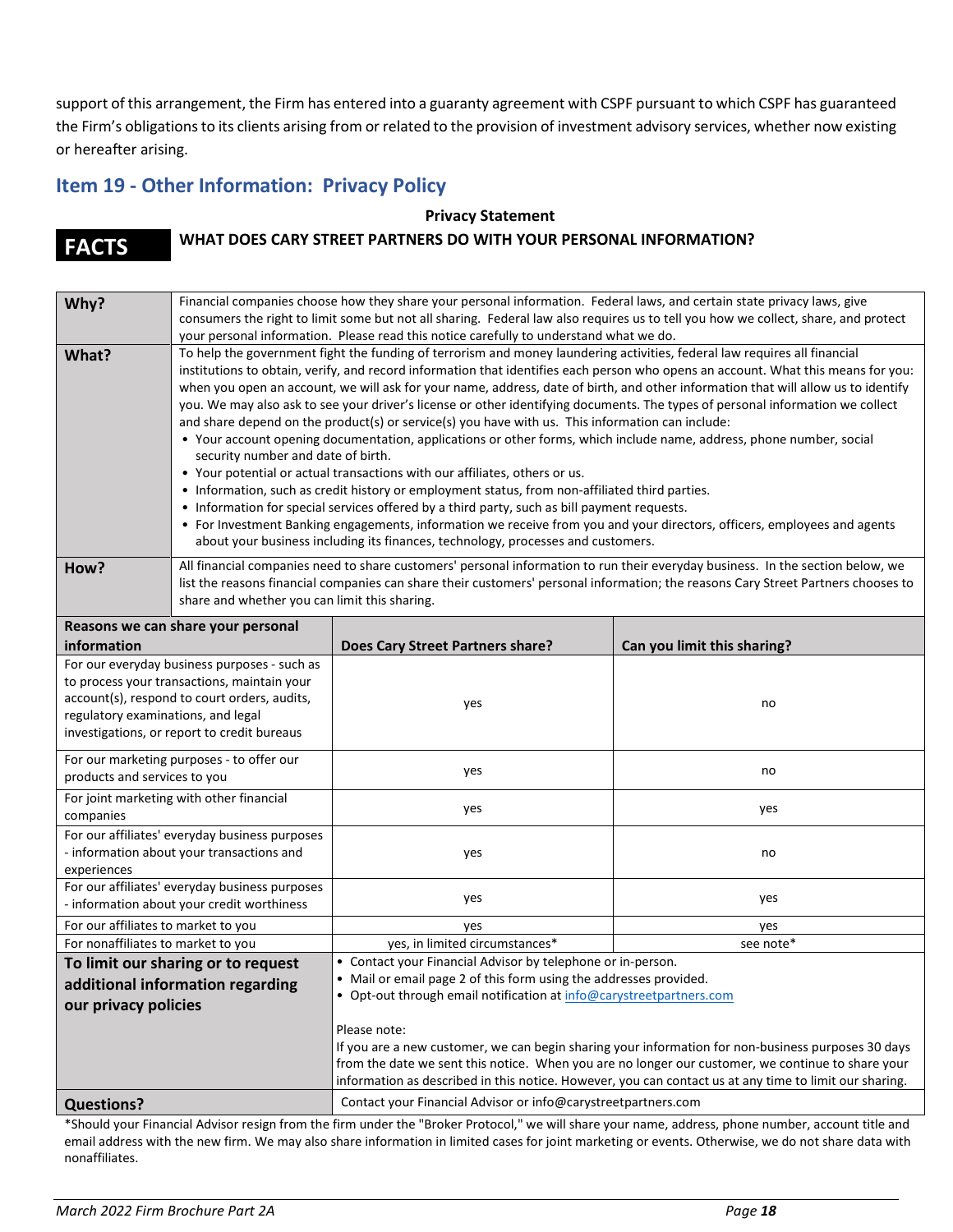support of this arrangement, the Firm has entered into a guaranty agreement with CSPF pursuant to which CSPF has guaranteed the Firm's obligations to its clients arising from or related to the provision of investment advisory services, whether now existing or hereafter arising.

## Item 19 - Other Information: Privacy Policy

**Privacy Statement**

**FACTS** **WHAT DOES CARY STREET PARTNERS DO WITH YOUR PERSONAL INFORMATION?**

| | |
|---|---|
| **Why?** | Financial companies choose how they share your personal information. Federal laws, and certain state privacy laws, give consumers the right to limit some but not all sharing. Federal law also requires us to tell you how we collect, share, and protect your personal information. Please read this notice carefully to understand what we do. |
| **What?** | To help the government fight the funding of terrorism and money laundering activities, federal law requires all financial institutions to obtain, verify, and record information that identifies each person who opens an account. What this means for you: when you open an account, we will ask for your name, address, date of birth, and other information that will allow us to identify you. We may also ask to see your driver's license or other identifying documents. The types of personal information we collect and share depend on the product(s) or service(s) you have with us. This information can include:<br>• Your account opening documentation, applications or other forms, which include name, address, phone number, social security number and date of birth.<br>• Your potential or actual transactions with our affiliates, others or us.<br>• Information, such as credit history or employment status, from non-affiliated third parties.<br>• Information for special services offered by a third party, such as bill payment requests.<br>• For Investment Banking engagements, information we receive from you and your directors, officers, employees and agents about your business including its finances, technology, processes and customers. |
| **How?** | All financial companies need to share customers' personal information to run their everyday business. In the section below, we list the reasons financial companies can share their customers' personal information; the reasons Cary Street Partners chooses to share and whether you can limit this sharing. |

| Reasons we can share your personal information | Does Cary Street Partners share? | Can you limit this sharing? |
|---|---|---|
| For our everyday business purposes - such as to process your transactions, maintain your account(s), respond to court orders, audits, regulatory examinations, and legal investigations, or report to credit bureaus | yes | no |
| For our marketing purposes - to offer our products and services to you | yes | no |
| For joint marketing with other financial companies | yes | yes |
| For our affiliates' everyday business purposes - information about your transactions and experiences | yes | no |
| For our affiliates' everyday business purposes - information about your credit worthiness | yes | yes |
| For our affiliates to market to you | yes | yes |
| For nonaffiliates to market to you | yes, in limited circumstances* | see note* |

| | |
|---|---|
| **To limit our sharing or to request additional information regarding our privacy policies** | • Contact your Financial Advisor by telephone or in-person.<br>• Mail or email page 2 of this form using the addresses provided.<br>• Opt-out through email notification at info@carystreetpartners.com<br><br>Please note:<br>If you are a new customer, we can begin sharing your information for non-business purposes 30 days from the date we sent this notice. When you are no longer our customer, we continue to share your information as described in this notice. However, you can contact us at any time to limit our sharing. |
| **Questions?** | Contact your Financial Advisor or info@carystreetpartners.com |

*Should your Financial Advisor resign from the firm under the "Broker Protocol," we will share your name, address, phone number, account title and email address with the new firm. We may also share information in limited cases for joint marketing or events. Otherwise, we do not share data with nonaffiliates.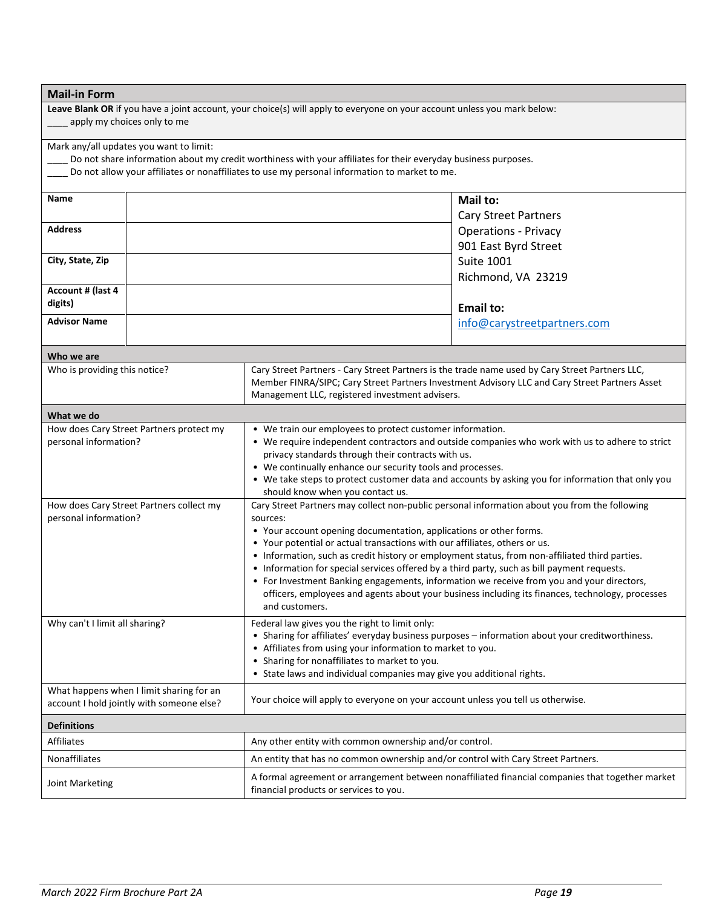## Mail-in Form

**Leave Blank OR** if you have a joint account, your choice(s) will apply to everyone on your account unless you mark below:

____ apply my choices only to me

Mark any/all updates you want to limit:

____ Do not share information about my credit worthiness with your affiliates for their everyday business purposes.

____ Do not allow your affiliates or nonaffiliates to use my personal information to market to me.

| | | |
|---|---|---|
| **Name** | | **Mail to:** Cary Street Partners Operations - Privacy 901 East Byrd Street Suite 1001 Richmond, VA 23219 |
| **Address** | | |
| **City, State, Zip** | | |
| **Account # (last 4 digits)** | | **Email to:** info@carystreetpartners.com |
| **Advisor Name** | | |

| **Who we are** | |
|---|---|
| Who is providing this notice? | Cary Street Partners - Cary Street Partners is the trade name used by Cary Street Partners LLC, Member FINRA/SIPC; Cary Street Partners Investment Advisory LLC and Cary Street Partners Asset Management LLC, registered investment advisers. |
| **What we do** | |
| How does Cary Street Partners protect my personal information? | • We train our employees to protect customer information.<br>• We require independent contractors and outside companies who work with us to adhere to strict privacy standards through their contracts with us.<br>• We continually enhance our security tools and processes.<br>• We take steps to protect customer data and accounts by asking you for information that only you should know when you contact us. |
| How does Cary Street Partners collect my personal information? | Cary Street Partners may collect non-public personal information about you from the following sources:<br>• Your account opening documentation, applications or other forms.<br>• Your potential or actual transactions with our affiliates, others or us.<br>• Information, such as credit history or employment status, from non-affiliated third parties.<br>• Information for special services offered by a third party, such as bill payment requests.<br>• For Investment Banking engagements, information we receive from you and your directors, officers, employees and agents about your business including its finances, technology, processes and customers. |
| Why can't I limit all sharing? | Federal law gives you the right to limit only:<br>• Sharing for affiliates' everyday business purposes – information about your creditworthiness.<br>• Affiliates from using your information to market to you.<br>• Sharing for nonaffiliates to market to you.<br>• State laws and individual companies may give you additional rights. |
| What happens when I limit sharing for an account I hold jointly with someone else? | Your choice will apply to everyone on your account unless you tell us otherwise. |
| **Definitions** | |
| Affiliates | Any other entity with common ownership and/or control. |
| Nonaffiliates | An entity that has no common ownership and/or control with Cary Street Partners. |
| Joint Marketing | A formal agreement or arrangement between nonaffiliated financial companies that together market financial products or services to you. |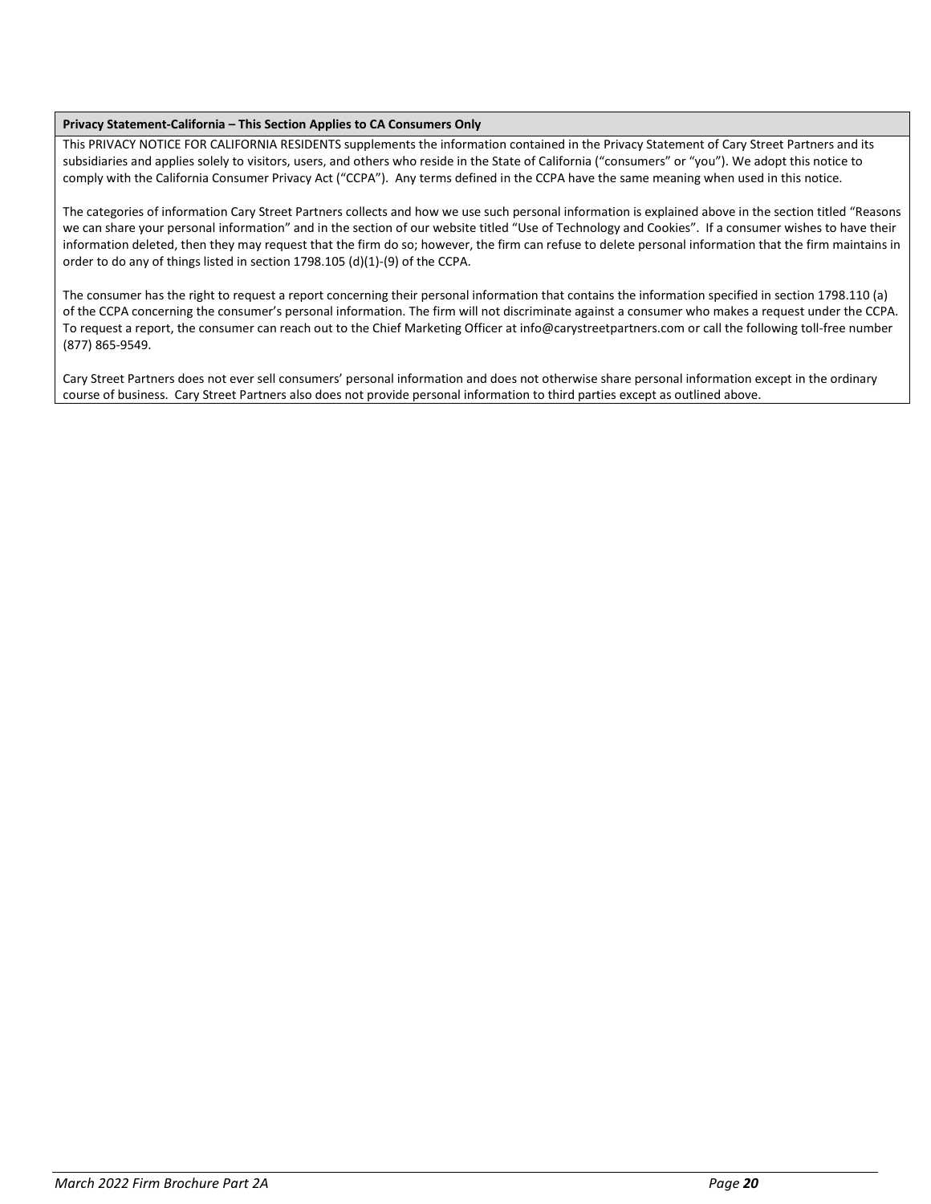**Privacy Statement-California – This Section Applies to CA Consumers Only**

This PRIVACY NOTICE FOR CALIFORNIA RESIDENTS supplements the information contained in the Privacy Statement of Cary Street Partners and its subsidiaries and applies solely to visitors, users, and others who reside in the State of California ("consumers" or "you"). We adopt this notice to comply with the California Consumer Privacy Act ("CCPA"). Any terms defined in the CCPA have the same meaning when used in this notice.

The categories of information Cary Street Partners collects and how we use such personal information is explained above in the section titled "Reasons we can share your personal information" and in the section of our website titled "Use of Technology and Cookies". If a consumer wishes to have their information deleted, then they may request that the firm do so; however, the firm can refuse to delete personal information that the firm maintains in order to do any of things listed in section 1798.105 (d)(1)-(9) of the CCPA.

The consumer has the right to request a report concerning their personal information that contains the information specified in section 1798.110 (a) of the CCPA concerning the consumer's personal information. The firm will not discriminate against a consumer who makes a request under the CCPA. To request a report, the consumer can reach out to the Chief Marketing Officer at info@carystreetpartners.com or call the following toll-free number (877) 865-9549.

Cary Street Partners does not ever sell consumers' personal information and does not otherwise share personal information except in the ordinary course of business. Cary Street Partners also does not provide personal information to third parties except as outlined above.